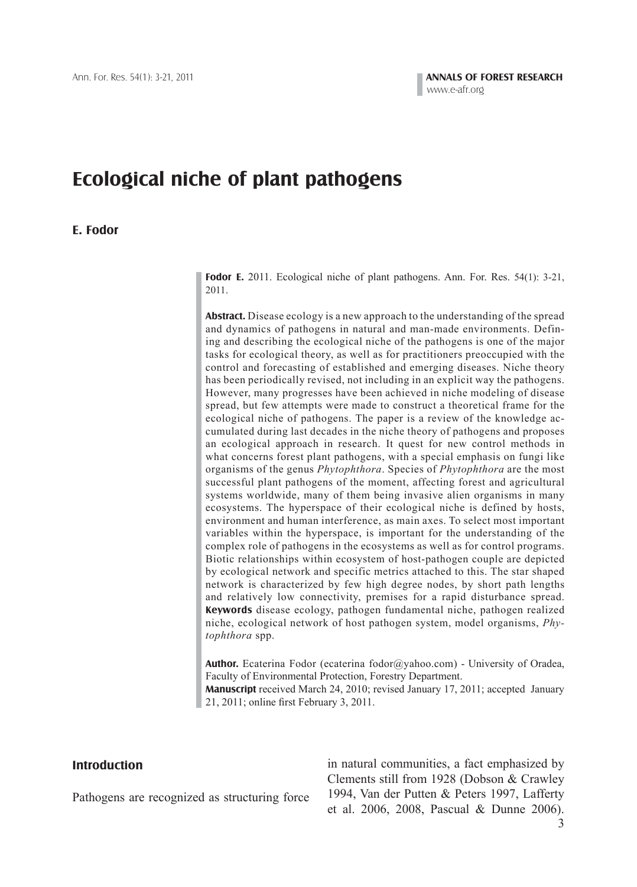# Ecological niche of plant pathogens

**E. Fodor**

**Fodor E.** 2011. Ecological niche of plant pathogens. Ann. For. Res. 54(1): 3-21, 2011.

**Abstract.** Disease ecology is a new approach to the understanding of the spread and dynamics of pathogens in natural and man-made environments. Defining and describing the ecological niche of the pathogens is one of the major tasks for ecological theory, as well as for practitioners preoccupied with the control and forecasting of established and emerging diseases. Niche theory has been periodically revised, not including in an explicit way the pathogens. However, many progresses have been achieved in niche modeling of disease spread, but few attempts were made to construct a theoretical frame for the ecological niche of pathogens. The paper is a review of the knowledge accumulated during last decades in the niche theory of pathogens and proposes an ecological approach in research. It quest for new control methods in what concerns forest plant pathogens, with a special emphasis on fungi like organisms of the genus *Phytophthora*. Species of *Phytophthora* are the most successful plant pathogens of the moment, affecting forest and agricultural systems worldwide, many of them being invasive alien organisms in many ecosystems. The hyperspace of their ecological niche is defined by hosts, environment and human interference, as main axes. To select most important variables within the hyperspace, is important for the understanding of the complex role of pathogens in the ecosystems as well as for control programs. Biotic relationships within ecosystem of host-pathogen couple are depicted by ecological network and specific metrics attached to this. The star shaped network is characterized by few high degree nodes, by short path lengths and relatively low connectivity, premises for a rapid disturbance spread.
**Keywords** disease ecology, pathogen fundamental niche, pathogen realized niche, ecological network of host pathogen system, model organisms, *Phytophthora* spp.

**Author.** Ecaterina Fodor (ecaterina fodor@yahoo.com) - University of Oradea, Faculty of Environmental Protection, Forestry Department.
**Manuscript** received March 24, 2010; revised January 17, 2011; accepted January 21, 2011; online first February 3, 2011.

## Introduction

Pathogens are recognized as structuring force in natural communities, a fact emphasized by Clements still from 1928 (Dobson & Crawley 1994, Van der Putten & Peters 1997, Lafferty et al. 2006, 2008, Pascual & Dunne 2006).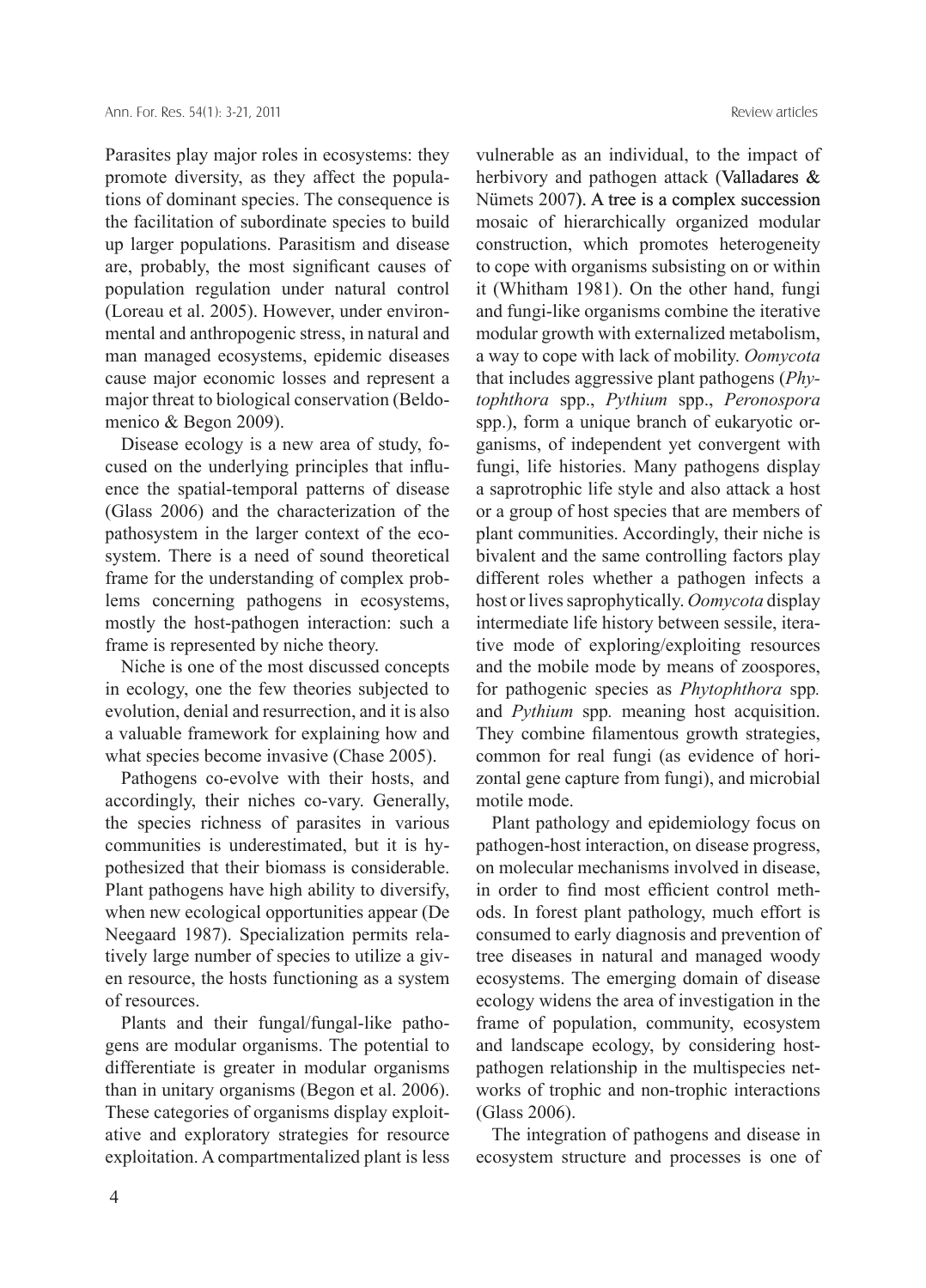Parasites play major roles in ecosystems: they promote diversity, as they affect the populations of dominant species. The consequence is the facilitation of subordinate species to build up larger populations. Parasitism and disease are, probably, the most significant causes of population regulation under natural control (Loreau et al. 2005). However, under environmental and anthropogenic stress, in natural and man managed ecosystems, epidemic diseases cause major economic losses and represent a major threat to biological conservation (Beldomenico & Begon 2009).

Disease ecology is a new area of study, focused on the underlying principles that influence the spatial-temporal patterns of disease (Glass 2006) and the characterization of the pathosystem in the larger context of the ecosystem. There is a need of sound theoretical frame for the understanding of complex problems concerning pathogens in ecosystems, mostly the host-pathogen interaction: such a frame is represented by niche theory.

Niche is one of the most discussed concepts in ecology, one the few theories subjected to evolution, denial and resurrection, and it is also a valuable framework for explaining how and what species become invasive (Chase 2005).

Pathogens co-evolve with their hosts, and accordingly, their niches co-vary. Generally, the species richness of parasites in various communities is underestimated, but it is hypothesized that their biomass is considerable. Plant pathogens have high ability to diversify, when new ecological opportunities appear (De Neegaard 1987). Specialization permits relatively large number of species to utilize a given resource, the hosts functioning as a system of resources.

Plants and their fungal/fungal-like pathogens are modular organisms. The potential to differentiate is greater in modular organisms than in unitary organisms (Begon et al. 2006). These categories of organisms display exploitative and exploratory strategies for resource exploitation. A compartmentalized plant is less vulnerable as an individual, to the impact of herbivory and pathogen attack (Valladares & Nümets 2007). A tree is a complex succession mosaic of hierarchically organized modular construction, which promotes heterogeneity to cope with organisms subsisting on or within it (Whitham 1981). On the other hand, fungi and fungi-like organisms combine the iterative modular growth with externalized metabolism, a way to cope with lack of mobility. *Oomycota* that includes aggressive plant pathogens (*Phytophthora* spp., *Pythium* spp., *Peronospora* spp.), form a unique branch of eukaryotic organisms, of independent yet convergent with fungi, life histories. Many pathogens display a saprotrophic life style and also attack a host or a group of host species that are members of plant communities. Accordingly, their niche is bivalent and the same controlling factors play different roles whether a pathogen infects a host or lives saprophytically. *Oomycota* display intermediate life history between sessile, iterative mode of exploring/exploiting resources and the mobile mode by means of zoospores, for pathogenic species as *Phytophthora* spp. and *Pythium* spp. meaning host acquisition. They combine filamentous growth strategies, common for real fungi (as evidence of horizontal gene capture from fungi), and microbial motile mode.

Plant pathology and epidemiology focus on pathogen-host interaction, on disease progress, on molecular mechanisms involved in disease, in order to find most efficient control methods. In forest plant pathology, much effort is consumed to early diagnosis and prevention of tree diseases in natural and managed woody ecosystems. The emerging domain of disease ecology widens the area of investigation in the frame of population, community, ecosystem and landscape ecology, by considering host-pathogen relationship in the multispecies networks of trophic and non-trophic interactions (Glass 2006).

The integration of pathogens and disease in ecosystem structure and processes is one of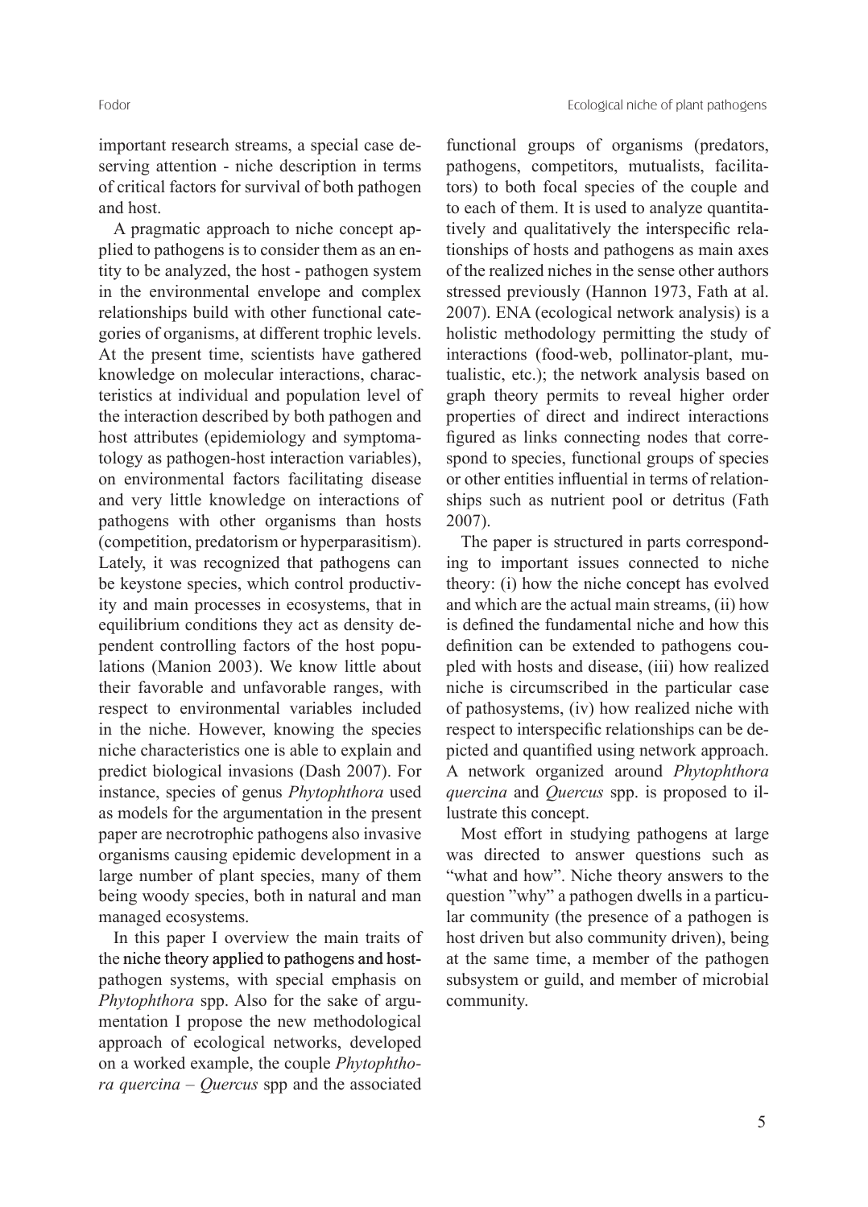important research streams, a special case deserving attention - niche description in terms of critical factors for survival of both pathogen and host.

A pragmatic approach to niche concept applied to pathogens is to consider them as an entity to be analyzed, the host - pathogen system in the environmental envelope and complex relationships build with other functional categories of organisms, at different trophic levels. At the present time, scientists have gathered knowledge on molecular interactions, characteristics at individual and population level of the interaction described by both pathogen and host attributes (epidemiology and symptomatology as pathogen-host interaction variables), on environmental factors facilitating disease and very little knowledge on interactions of pathogens with other organisms than hosts (competition, predatorism or hyperparasitism). Lately, it was recognized that pathogens can be keystone species, which control productivity and main processes in ecosystems, that in equilibrium conditions they act as density dependent controlling factors of the host populations (Manion 2003). We know little about their favorable and unfavorable ranges, with respect to environmental variables included in the niche. However, knowing the species niche characteristics one is able to explain and predict biological invasions (Dash 2007). For instance, species of genus *Phytophthora* used as models for the argumentation in the present paper are necrotrophic pathogens also invasive organisms causing epidemic development in a large number of plant species, many of them being woody species, both in natural and man managed ecosystems.

In this paper I overview the main traits of the niche theory applied to pathogens and host-pathogen systems, with special emphasis on *Phytophthora* spp. Also for the sake of argumentation I propose the new methodological approach of ecological networks, developed on a worked example, the couple *Phytophthora quercina* – *Quercus* spp and the associated functional groups of organisms (predators, pathogens, competitors, mutualists, facilitators) to both focal species of the couple and to each of them. It is used to analyze quantitatively and qualitatively the interspecific relationships of hosts and pathogens as main axes of the realized niches in the sense other authors stressed previously (Hannon 1973, Fath at al. 2007). ENA (ecological network analysis) is a holistic methodology permitting the study of interactions (food-web, pollinator-plant, mutualistic, etc.); the network analysis based on graph theory permits to reveal higher order properties of direct and indirect interactions figured as links connecting nodes that correspond to species, functional groups of species or other entities influential in terms of relationships such as nutrient pool or detritus (Fath 2007).

The paper is structured in parts corresponding to important issues connected to niche theory: (i) how the niche concept has evolved and which are the actual main streams, (ii) how is defined the fundamental niche and how this definition can be extended to pathogens coupled with hosts and disease, (iii) how realized niche is circumscribed in the particular case of pathosystems, (iv) how realized niche with respect to interspecific relationships can be depicted and quantified using network approach. A network organized around *Phytophthora quercina* and *Quercus* spp. is proposed to illustrate this concept.

Most effort in studying pathogens at large was directed to answer questions such as "what and how". Niche theory answers to the question "why" a pathogen dwells in a particular community (the presence of a pathogen is host driven but also community driven), being at the same time, a member of the pathogen subsystem or guild, and member of microbial community.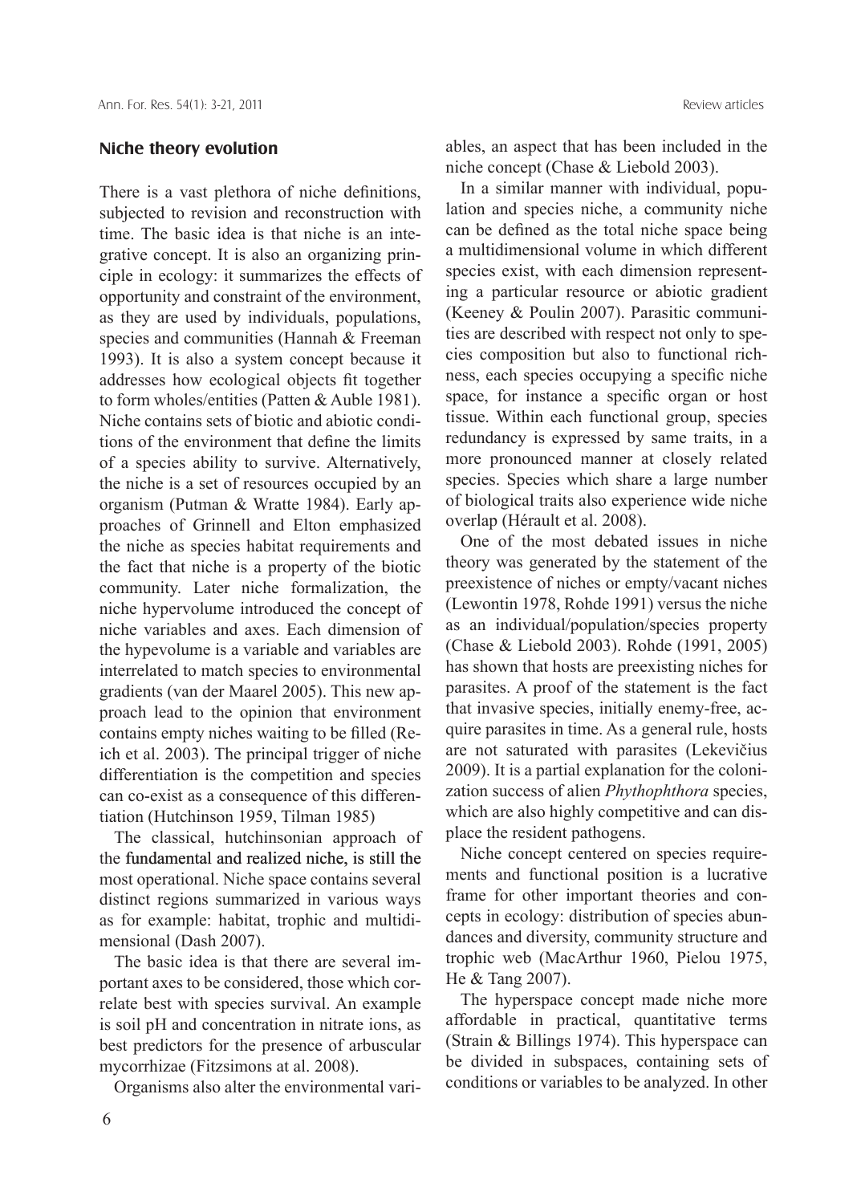### Niche theory evolution

There is a vast plethora of niche definitions, subjected to revision and reconstruction with time. The basic idea is that niche is an integrative concept. It is also an organizing principle in ecology: it summarizes the effects of opportunity and constraint of the environment, as they are used by individuals, populations, species and communities (Hannah & Freeman 1993). It is also a system concept because it addresses how ecological objects fit together to form wholes/entities (Patten & Auble 1981). Niche contains sets of biotic and abiotic conditions of the environment that define the limits of a species ability to survive. Alternatively, the niche is a set of resources occupied by an organism (Putman & Wratte 1984). Early approaches of Grinnell and Elton emphasized the niche as species habitat requirements and the fact that niche is a property of the biotic community. Later niche formalization, the niche hypervolume introduced the concept of niche variables and axes. Each dimension of the hypevolume is a variable and variables are interrelated to match species to environmental gradients (van der Maarel 2005). This new approach lead to the opinion that environment contains empty niches waiting to be filled (Reich et al. 2003). The principal trigger of niche differentiation is the competition and species can co-exist as a consequence of this differentiation (Hutchinson 1959, Tilman 1985)

The classical, hutchinsonian approach of the fundamental and realized niche, is still the most operational. Niche space contains several distinct regions summarized in various ways as for example: habitat, trophic and multidimensional (Dash 2007).

The basic idea is that there are several important axes to be considered, those which correlate best with species survival. An example is soil pH and concentration in nitrate ions, as best predictors for the presence of arbuscular mycorrhizae (Fitzsimons at al. 2008).

Organisms also alter the environmental variables, an aspect that has been included in the niche concept (Chase & Liebold 2003).

In a similar manner with individual, population and species niche, a community niche can be defined as the total niche space being a multidimensional volume in which different species exist, with each dimension representing a particular resource or abiotic gradient (Keeney & Poulin 2007). Parasitic communities are described with respect not only to species composition but also to functional richness, each species occupying a specific niche space, for instance a specific organ or host tissue. Within each functional group, species redundancy is expressed by same traits, in a more pronounced manner at closely related species. Species which share a large number of biological traits also experience wide niche overlap (Hérault et al. 2008).

One of the most debated issues in niche theory was generated by the statement of the preexistence of niches or empty/vacant niches (Lewontin 1978, Rohde 1991) versus the niche as an individual/population/species property (Chase & Liebold 2003). Rohde (1991, 2005) has shown that hosts are preexisting niches for parasites. A proof of the statement is the fact that invasive species, initially enemy-free, acquire parasites in time. As a general rule, hosts are not saturated with parasites (Lekevičius 2009). It is a partial explanation for the colonization success of alien *Phythophthora* species, which are also highly competitive and can displace the resident pathogens.

Niche concept centered on species requirements and functional position is a lucrative frame for other important theories and concepts in ecology: distribution of species abundances and diversity, community structure and trophic web (MacArthur 1960, Pielou 1975, He & Tang 2007).

The hyperspace concept made niche more affordable in practical, quantitative terms (Strain & Billings 1974). This hyperspace can be divided in subspaces, containing sets of conditions or variables to be analyzed. In other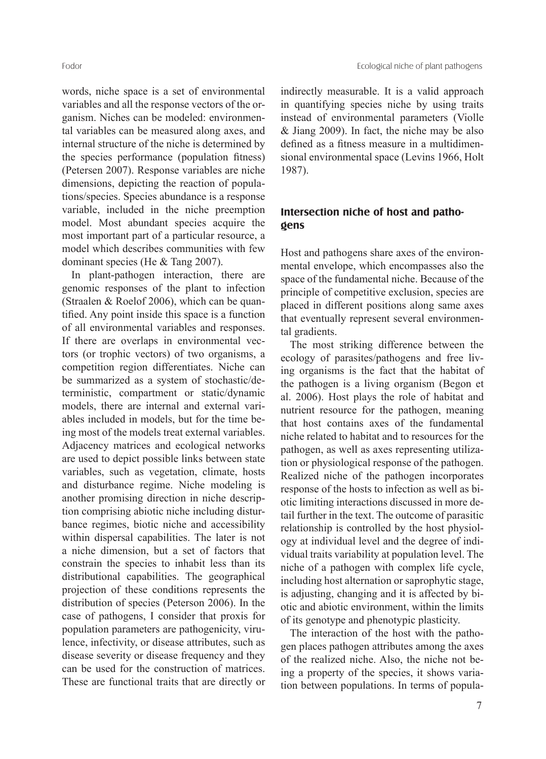words, niche space is a set of environmental variables and all the response vectors of the organism. Niches can be modeled: environmental variables can be measured along axes, and internal structure of the niche is determined by the species performance (population fitness) (Petersen 2007). Response variables are niche dimensions, depicting the reaction of populations/species. Species abundance is a response variable, included in the niche preemption model. Most abundant species acquire the most important part of a particular resource, a model which describes communities with few dominant species (He & Tang 2007).

In plant-pathogen interaction, there are genomic responses of the plant to infection (Straalen & Roelof 2006), which can be quantified. Any point inside this space is a function of all environmental variables and responses. If there are overlaps in environmental vectors (or trophic vectors) of two organisms, a competition region differentiates. Niche can be summarized as a system of stochastic/deterministic, compartment or static/dynamic models, there are internal and external variables included in models, but for the time being most of the models treat external variables. Adjacency matrices and ecological networks are used to depict possible links between state variables, such as vegetation, climate, hosts and disturbance regime. Niche modeling is another promising direction in niche description comprising abiotic niche including disturbance regimes, biotic niche and accessibility within dispersal capabilities. The later is not a niche dimension, but a set of factors that constrain the species to inhabit less than its distributional capabilities. The geographical projection of these conditions represents the distribution of species (Peterson 2006). In the case of pathogens, I consider that proxis for population parameters are pathogenicity, virulence, infectivity, or disease attributes, such as disease severity or disease frequency and they can be used for the construction of matrices. These are functional traits that are directly or indirectly measurable. It is a valid approach in quantifying species niche by using traits instead of environmental parameters (Violle & Jiang 2009). In fact, the niche may be also defined as a fitness measure in a multidimensional environmental space (Levins 1966, Holt 1987).

## Intersection niche of host and pathogens

Host and pathogens share axes of the environmental envelope, which encompasses also the space of the fundamental niche. Because of the principle of competitive exclusion, species are placed in different positions along same axes that eventually represent several environmental gradients.

The most striking difference between the ecology of parasites/pathogens and free living organisms is the fact that the habitat of the pathogen is a living organism (Begon et al. 2006). Host plays the role of habitat and nutrient resource for the pathogen, meaning that host contains axes of the fundamental niche related to habitat and to resources for the pathogen, as well as axes representing utilization or physiological response of the pathogen. Realized niche of the pathogen incorporates response of the hosts to infection as well as biotic limiting interactions discussed in more detail further in the text. The outcome of parasitic relationship is controlled by the host physiology at individual level and the degree of individual traits variability at population level. The niche of a pathogen with complex life cycle, including host alternation or saprophytic stage, is adjusting, changing and it is affected by biotic and abiotic environment, within the limits of its genotype and phenotypic plasticity.

The interaction of the host with the pathogen places pathogen attributes among the axes of the realized niche. Also, the niche not being a property of the species, it shows variation between populations. In terms of popula-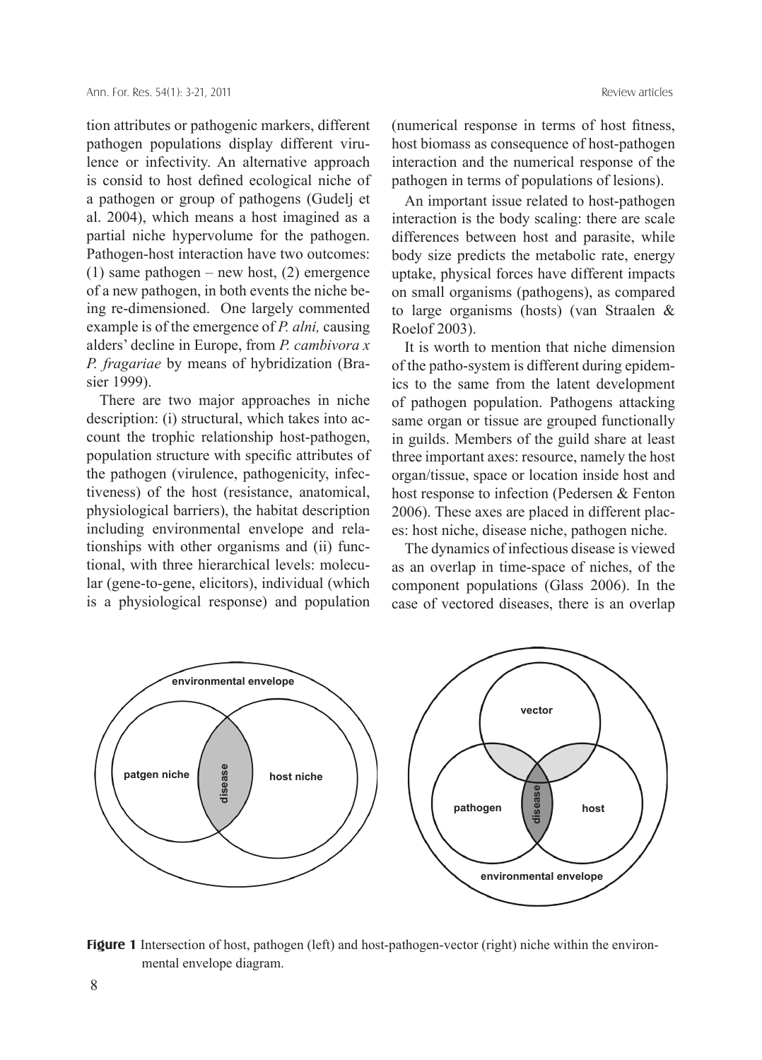tion attributes or pathogenic markers, different pathogen populations display different virulence or infectivity. An alternative approach is consid to host defined ecological niche of a pathogen or group of pathogens (Gudelj et al. 2004), which means a host imagined as a partial niche hypervolume for the pathogen. Pathogen-host interaction have two outcomes: (1) same pathogen – new host, (2) emergence of a new pathogen, in both events the niche being re-dimensioned. One largely commented example is of the emergence of *P. alni,* causing alders' decline in Europe, from *P. cambivora x P. fragariae* by means of hybridization (Brasier 1999).

There are two major approaches in niche description: (i) structural, which takes into account the trophic relationship host-pathogen, population structure with specific attributes of the pathogen (virulence, pathogenicity, infectiveness) of the host (resistance, anatomical, physiological barriers), the habitat description including environmental envelope and relationships with other organisms and (ii) functional, with three hierarchical levels: molecular (gene-to-gene, elicitors), individual (which is a physiological response) and population (numerical response in terms of host fitness, host biomass as consequence of host-pathogen interaction and the numerical response of the pathogen in terms of populations of lesions).

An important issue related to host-pathogen interaction is the body scaling: there are scale differences between host and parasite, while body size predicts the metabolic rate, energy uptake, physical forces have different impacts on small organisms (pathogens), as compared to large organisms (hosts) (van Straalen & Roelof 2003).

It is worth to mention that niche dimension of the patho-system is different during epidemics to the same from the latent development of pathogen population. Pathogens attacking same organ or tissue are grouped functionally in guilds. Members of the guild share at least three important axes: resource, namely the host organ/tissue, space or location inside host and host response to infection (Pedersen & Fenton 2006). These axes are placed in different places: host niche, disease niche, pathogen niche.

The dynamics of infectious disease is viewed as an overlap in time-space of niches, of the component populations (Glass 2006). In the case of vectored diseases, there is an overlap

**Figure 1** Intersection of host, pathogen (left) and host-pathogen-vector (right) niche within the environmental envelope diagram.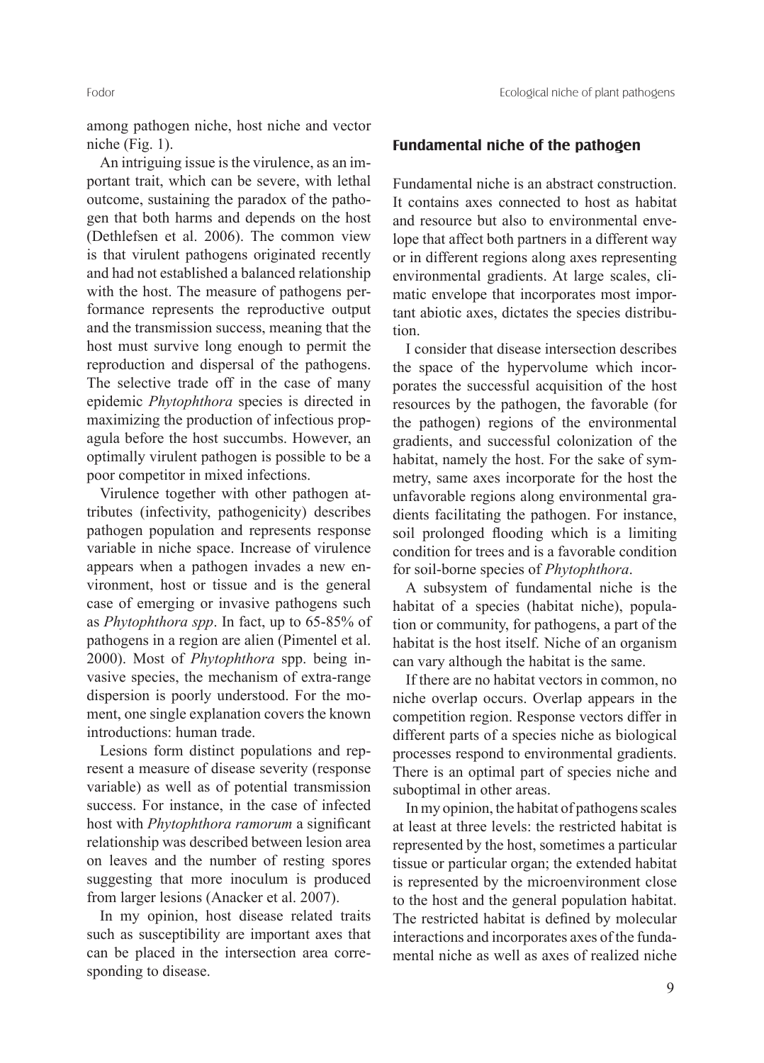among pathogen niche, host niche and vector niche (Fig. 1).

An intriguing issue is the virulence, as an important trait, which can be severe, with lethal outcome, sustaining the paradox of the pathogen that both harms and depends on the host (Dethlefsen et al. 2006). The common view is that virulent pathogens originated recently and had not established a balanced relationship with the host. The measure of pathogens performance represents the reproductive output and the transmission success, meaning that the host must survive long enough to permit the reproduction and dispersal of the pathogens. The selective trade off in the case of many epidemic *Phytophthora* species is directed in maximizing the production of infectious propagula before the host succumbs. However, an optimally virulent pathogen is possible to be a poor competitor in mixed infections.

Virulence together with other pathogen attributes (infectivity, pathogenicity) describes pathogen population and represents response variable in niche space. Increase of virulence appears when a pathogen invades a new environment, host or tissue and is the general case of emerging or invasive pathogens such as *Phytophthora spp*. In fact, up to 65-85% of pathogens in a region are alien (Pimentel et al. 2000). Most of *Phytophthora* spp. being invasive species, the mechanism of extra-range dispersion is poorly understood. For the moment, one single explanation covers the known introductions: human trade.

Lesions form distinct populations and represent a measure of disease severity (response variable) as well as of potential transmission success. For instance, in the case of infected host with *Phytophthora ramorum* a significant relationship was described between lesion area on leaves and the number of resting spores suggesting that more inoculum is produced from larger lesions (Anacker et al. 2007).

In my opinion, host disease related traits such as susceptibility are important axes that can be placed in the intersection area corresponding to disease.

## Fundamental niche of the pathogen

Fundamental niche is an abstract construction. It contains axes connected to host as habitat and resource but also to environmental envelope that affect both partners in a different way or in different regions along axes representing environmental gradients. At large scales, climatic envelope that incorporates most important abiotic axes, dictates the species distribution.

I consider that disease intersection describes the space of the hypervolume which incorporates the successful acquisition of the host resources by the pathogen, the favorable (for the pathogen) regions of the environmental gradients, and successful colonization of the habitat, namely the host. For the sake of symmetry, same axes incorporate for the host the unfavorable regions along environmental gradients facilitating the pathogen. For instance, soil prolonged flooding which is a limiting condition for trees and is a favorable condition for soil-borne species of *Phytophthora*.

A subsystem of fundamental niche is the habitat of a species (habitat niche), population or community, for pathogens, a part of the habitat is the host itself. Niche of an organism can vary although the habitat is the same.

If there are no habitat vectors in common, no niche overlap occurs. Overlap appears in the competition region. Response vectors differ in different parts of a species niche as biological processes respond to environmental gradients. There is an optimal part of species niche and suboptimal in other areas.

In my opinion, the habitat of pathogens scales at least at three levels: the restricted habitat is represented by the host, sometimes a particular tissue or particular organ; the extended habitat is represented by the microenvironment close to the host and the general population habitat. The restricted habitat is defined by molecular interactions and incorporates axes of the fundamental niche as well as axes of realized niche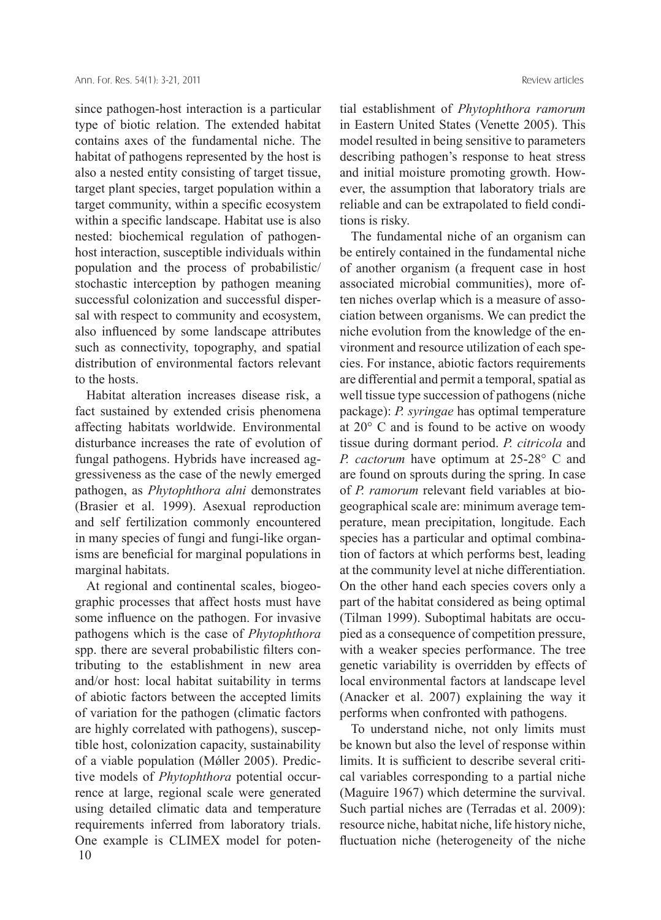since pathogen-host interaction is a particular type of biotic relation. The extended habitat contains axes of the fundamental niche. The habitat of pathogens represented by the host is also a nested entity consisting of target tissue, target plant species, target population within a target community, within a specific ecosystem within a specific landscape. Habitat use is also nested: biochemical regulation of pathogen-host interaction, susceptible individuals within population and the process of probabilistic/stochastic interception by pathogen meaning successful colonization and successful dispersal with respect to community and ecosystem, also influenced by some landscape attributes such as connectivity, topography, and spatial distribution of environmental factors relevant to the hosts.

Habitat alteration increases disease risk, a fact sustained by extended crisis phenomena affecting habitats worldwide. Environmental disturbance increases the rate of evolution of fungal pathogens. Hybrids have increased aggressiveness as the case of the newly emerged pathogen, as *Phytophthora alni* demonstrates (Brasier et al. 1999). Asexual reproduction and self fertilization commonly encountered in many species of fungi and fungi-like organisms are beneficial for marginal populations in marginal habitats.

At regional and continental scales, biogeographic processes that affect hosts must have some influence on the pathogen. For invasive pathogens which is the case of *Phytophthora* spp. there are several probabilistic filters contributing to the establishment in new area and/or host: local habitat suitability in terms of abiotic factors between the accepted limits of variation for the pathogen (climatic factors are highly correlated with pathogens), susceptible host, colonization capacity, sustainability of a viable population (Møller 2005). Predictive models of *Phytophthora* potential occurrence at large, regional scale were generated using detailed climatic data and temperature requirements inferred from laboratory trials. One example is CLIMEX model for potential establishment of *Phytophthora ramorum* in Eastern United States (Venette 2005). This model resulted in being sensitive to parameters describing pathogen's response to heat stress and initial moisture promoting growth. However, the assumption that laboratory trials are reliable and can be extrapolated to field conditions is risky.

The fundamental niche of an organism can be entirely contained in the fundamental niche of another organism (a frequent case in host associated microbial communities), more often niches overlap which is a measure of association between organisms. We can predict the niche evolution from the knowledge of the environment and resource utilization of each species. For instance, abiotic factors requirements are differential and permit a temporal, spatial as well tissue type succession of pathogens (niche package): *P. syringae* has optimal temperature at 20° C and is found to be active on woody tissue during dormant period. *P. citricola* and *P. cactorum* have optimum at 25-28° C and are found on sprouts during the spring. In case of *P. ramorum* relevant field variables at biogeographical scale are: minimum average temperature, mean precipitation, longitude. Each species has a particular and optimal combination of factors at which performs best, leading at the community level at niche differentiation. On the other hand each species covers only a part of the habitat considered as being optimal (Tilman 1999). Suboptimal habitats are occupied as a consequence of competition pressure, with a weaker species performance. The tree genetic variability is overridden by effects of local environmental factors at landscape level (Anacker et al. 2007) explaining the way it performs when confronted with pathogens.

To understand niche, not only limits must be known but also the level of response within limits. It is sufficient to describe several critical variables corresponding to a partial niche (Maguire 1967) which determine the survival. Such partial niches are (Terradas et al. 2009): resource niche, habitat niche, life history niche, fluctuation niche (heterogeneity of the niche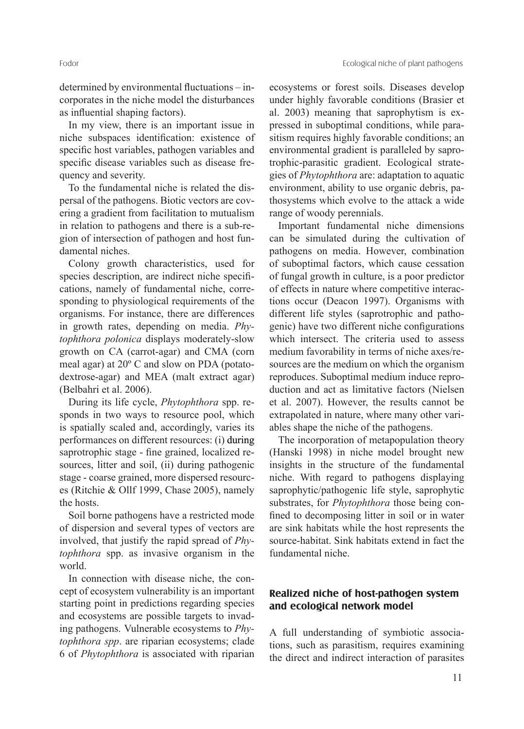determined by environmental fluctuations – incorporates in the niche model the disturbances as influential shaping factors).

In my view, there is an important issue in niche subspaces identification: existence of specific host variables, pathogen variables and specific disease variables such as disease frequency and severity.

To the fundamental niche is related the dispersal of the pathogens. Biotic vectors are covering a gradient from facilitation to mutualism in relation to pathogens and there is a sub-region of intersection of pathogen and host fundamental niches.

Colony growth characteristics, used for species description, are indirect niche specifications, namely of fundamental niche, corresponding to physiological requirements of the organisms. For instance, there are differences in growth rates, depending on media. *Phytophthora polonica* displays moderately-slow growth on CA (carrot-agar) and CMA (corn meal agar) at 20º C and slow on PDA (potato-dextrose-agar) and MEA (malt extract agar) (Belbahri et al. 2006).

During its life cycle, *Phytophthora* spp. responds in two ways to resource pool, which is spatially scaled and, accordingly, varies its performances on different resources: (i) during saprotrophic stage - fine grained, localized resources, litter and soil, (ii) during pathogenic stage - coarse grained, more dispersed resources (Ritchie & Ollf 1999, Chase 2005), namely the hosts.

Soil borne pathogens have a restricted mode of dispersion and several types of vectors are involved, that justify the rapid spread of *Phytophthora* spp. as invasive organism in the world.

In connection with disease niche, the concept of ecosystem vulnerability is an important starting point in predictions regarding species and ecosystems are possible targets to invading pathogens. Vulnerable ecosystems to *Phytophthora spp*. are riparian ecosystems; clade 6 of *Phytophthora* is associated with riparian ecosystems or forest soils. Diseases develop under highly favorable conditions (Brasier et al. 2003) meaning that saprophytism is expressed in suboptimal conditions, while parasitism requires highly favorable conditions; an environmental gradient is paralleled by saprotrophic-parasitic gradient. Ecological strategies of *Phytophthora* are: adaptation to aquatic environment, ability to use organic debris, pathosystems which evolve to the attack a wide range of woody perennials.

Important fundamental niche dimensions can be simulated during the cultivation of pathogens on media. However, combination of suboptimal factors, which cause cessation of fungal growth in culture, is a poor predictor of effects in nature where competitive interactions occur (Deacon 1997). Organisms with different life styles (saprotrophic and pathogenic) have two different niche configurations which intersect. The criteria used to assess medium favorability in terms of niche axes/resources are the medium on which the organism reproduces. Suboptimal medium induce reproduction and act as limitative factors (Nielsen et al. 2007). However, the results cannot be extrapolated in nature, where many other variables shape the niche of the pathogens.

The incorporation of metapopulation theory (Hanski 1998) in niche model brought new insights in the structure of the fundamental niche. With regard to pathogens displaying saprophytic/pathogenic life style, saprophytic substrates, for *Phytophthora* those being confined to decomposing litter in soil or in water are sink habitats while the host represents the source-habitat. Sink habitats extend in fact the fundamental niche.

## Realized niche of host-pathogen system and ecological network model

A full understanding of symbiotic associations, such as parasitism, requires examining the direct and indirect interaction of parasites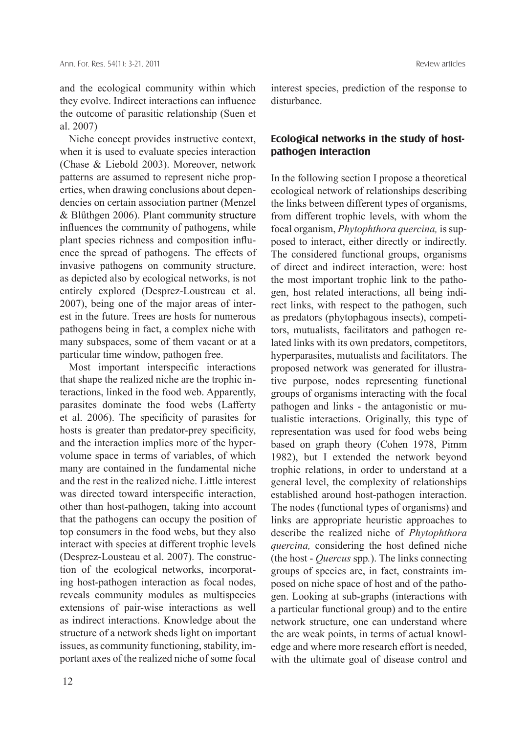and the ecological community within which they evolve. Indirect interactions can influence the outcome of parasitic relationship (Suen et al. 2007)

Niche concept provides instructive context, when it is used to evaluate species interaction (Chase & Liebold 2003). Moreover, network patterns are assumed to represent niche properties, when drawing conclusions about dependencies on certain association partner (Menzel & Blűthgen 2006). Plant community structure influences the community of pathogens, while plant species richness and composition influence the spread of pathogens. The effects of invasive pathogens on community structure, as depicted also by ecological networks, is not entirely explored (Desprez-Loustreau et al. 2007), being one of the major areas of interest in the future. Trees are hosts for numerous pathogens being in fact, a complex niche with many subspaces, some of them vacant or at a particular time window, pathogen free.

Most important interspecific interactions that shape the realized niche are the trophic interactions, linked in the food web. Apparently, parasites dominate the food webs (Lafferty et al. 2006). The specificity of parasites for hosts is greater than predator-prey specificity, and the interaction implies more of the hypervolume space in terms of variables, of which many are contained in the fundamental niche and the rest in the realized niche. Little interest was directed toward interspecific interaction, other than host-pathogen, taking into account that the pathogens can occupy the position of top consumers in the food webs, but they also interact with species at different trophic levels (Desprez-Lousteau et al. 2007). The construction of the ecological networks, incorporating host-pathogen interaction as focal nodes, reveals community modules as multispecies extensions of pair-wise interactions as well as indirect interactions. Knowledge about the structure of a network sheds light on important issues, as community functioning, stability, important axes of the realized niche of some focal interest species, prediction of the response to disturbance.

## Ecological networks in the study of host-pathogen interaction

In the following section I propose a theoretical ecological network of relationships describing the links between different types of organisms, from different trophic levels, with whom the focal organism, *Phytophthora quercina,* is supposed to interact, either directly or indirectly. The considered functional groups, organisms of direct and indirect interaction, were: host the most important trophic link to the pathogen, host related interactions, all being indirect links, with respect to the pathogen, such as predators (phytophagous insects), competitors, mutualists, facilitators and pathogen related links with its own predators, competitors, hyperparasites, mutualists and facilitators. The proposed network was generated for illustrative purpose, nodes representing functional groups of organisms interacting with the focal pathogen and links - the antagonistic or mutualistic interactions. Originally, this type of representation was used for food webs being based on graph theory (Cohen 1978, Pimm 1982), but I extended the network beyond trophic relations, in order to understand at a general level, the complexity of relationships established around host-pathogen interaction. The nodes (functional types of organisms) and links are appropriate heuristic approaches to describe the realized niche of *Phytophthora quercina,* considering the host defined niche (the host - *Quercus* spp*.*). The links connecting groups of species are, in fact, constraints imposed on niche space of host and of the pathogen. Looking at sub-graphs (interactions with a particular functional group) and to the entire network structure, one can understand where the are weak points, in terms of actual knowledge and where more research effort is needed, with the ultimate goal of disease control and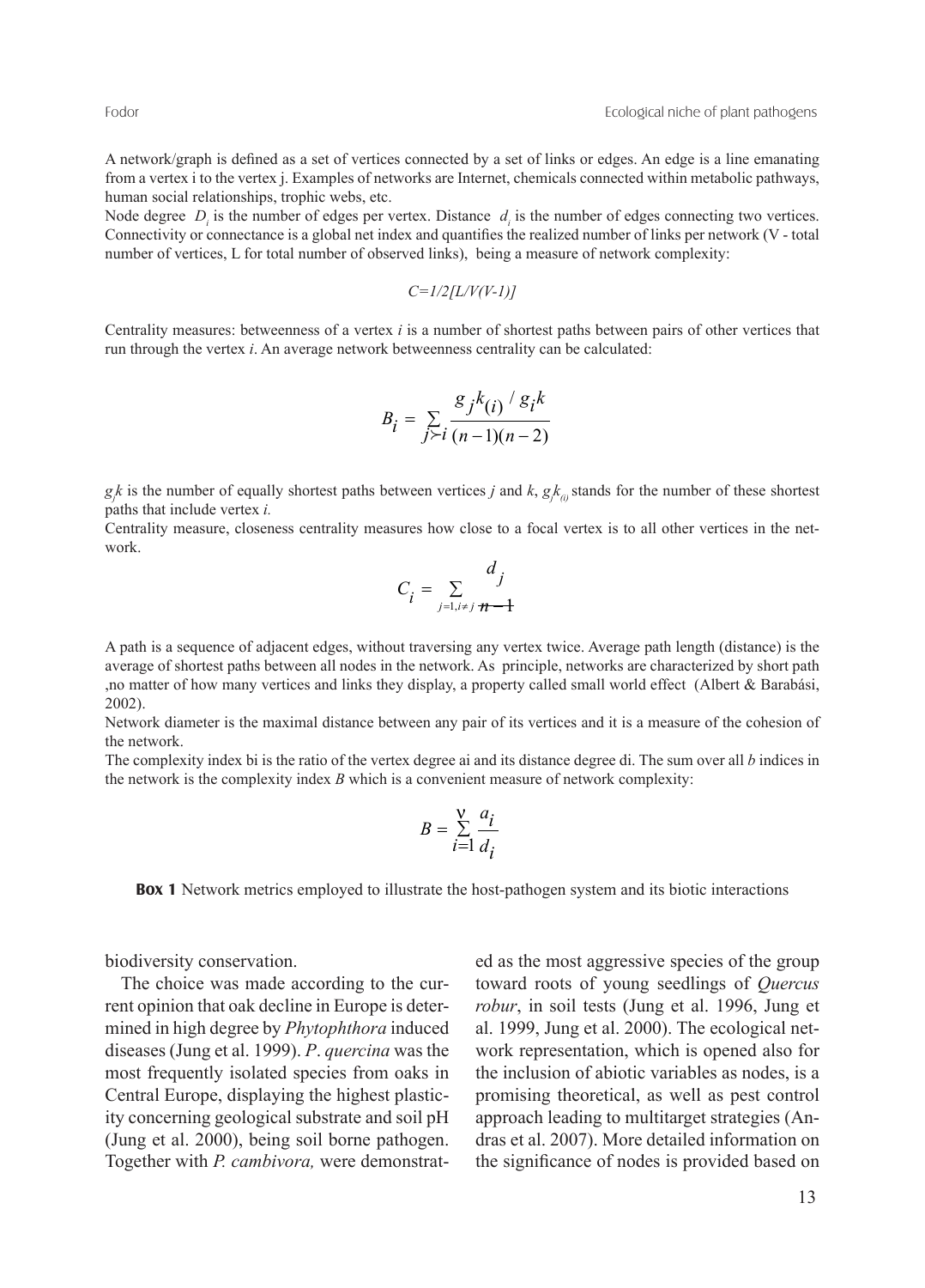A network/graph is defined as a set of vertices connected by a set of links or edges. An edge is a line emanating from a vertex i to the vertex j. Examples of networks are Internet, chemicals connected within metabolic pathways, human social relationships, trophic webs, etc.

Node degree $D_i$ is the number of edges per vertex. Distance $d_i$ is the number of edges connecting two vertices. Connectivity or connectance is a global net index and quantifies the realized number of links per network (V - total number of vertices, L for total number of observed links), being a measure of network complexity:

$$C=1/2[L/V(V-1)]$$

Centrality measures: betweenness of a vertex *i* is a number of shortest paths between pairs of other vertices that run through the vertex *i*. An average network betweenness centrality can be calculated:

$$B_i = \sum_{j \succ i} \frac{g_j k_{(i)} / g_i k}{(n-1)(n-2)}$$

$g_j k$ is the number of equally shortest paths between vertices *j* and *k*, $g_j k_{(i)}$ stands for the number of these shortest paths that include vertex *i.*

Centrality measure, closeness centrality measures how close to a focal vertex is to all other vertices in the network.

$$C_i = \sum_{j=1, i \neq j} \frac{d_j}{n-1}$$

A path is a sequence of adjacent edges, without traversing any vertex twice. Average path length (distance) is the average of shortest paths between all nodes in the network. As principle, networks are characterized by short path ,no matter of how many vertices and links they display, a property called small world effect (Albert & Barabási, 2002).

Network diameter is the maximal distance between any pair of its vertices and it is a measure of the cohesion of the network.

The complexity index bi is the ratio of the vertex degree ai and its distance degree di. The sum over all *b* indices in the network is the complexity index *B* which is a convenient measure of network complexity:

$$B = \sum_{i=1}^{v} \frac{a_i}{d_i}$$

**Box 1** Network metrics employed to illustrate the host-pathogen system and its biotic interactions

biodiversity conservation.

The choice was made according to the current opinion that oak decline in Europe is determined in high degree by *Phytophthora* induced diseases (Jung et al. 1999). *P*. *quercina* was the most frequently isolated species from oaks in Central Europe, displaying the highest plasticity concerning geological substrate and soil pH (Jung et al. 2000), being soil borne pathogen. Together with *P. cambivora,* were demonstrated as the most aggressive species of the group toward roots of young seedlings of *Quercus robur*, in soil tests (Jung et al. 1996, Jung et al. 1999, Jung et al. 2000). The ecological network representation, which is opened also for the inclusion of abiotic variables as nodes, is a promising theoretical, as well as pest control approach leading to multitarget strategies (Andras et al. 2007). More detailed information on the significance of nodes is provided based on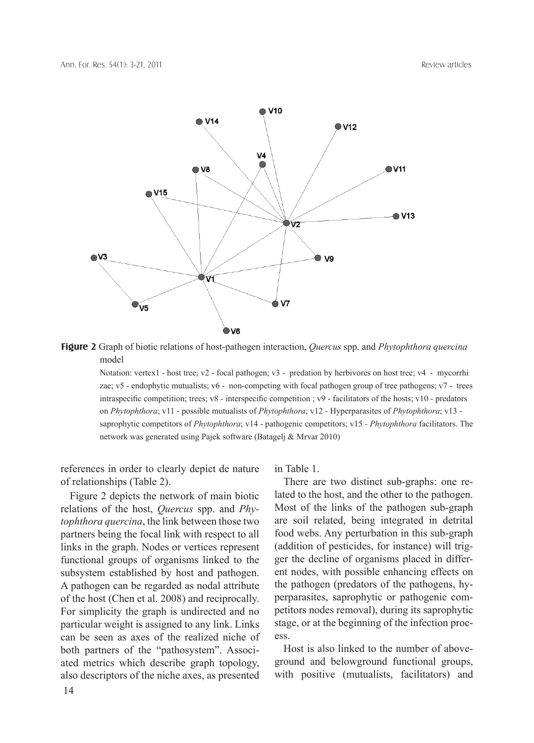**Figure 2** Graph of biotic relations of host-pathogen interaction, *Quercus* spp. and *Phytophthora quercina* model

Notation: vertex1 - host tree; v2 - focal pathogen; v3 - predation by herbivores on host tree; v4 - mycorrhizae; v5 - endophytic mutualists; v6 - non-competing with focal pathogen group of tree pathogens; v7 - trees intraspecific competition; trees; v8 - interspecific competition ; v9 - facilitators of the hosts; v10 - predators on *Phytophthora*; v11 - possible mutualists of *Phytophthora*; v12 - Hyperparasites of *Phytophthora*; v13 - saprophytic competitors of *Phytophthora*; v14 - pathogenic competitors; v15 - *Phytophthora* facilitators. The network was generated using Pajek software (Batagelj & Mrvar 2010)

references in order to clearly depict de nature of relationships (Table 2).

Figure 2 depicts the network of main biotic relations of the host, *Quercus* spp. and *Phytophthora quercina*, the link between those two partners being the focal link with respect to all links in the graph. Nodes or vertices represent functional groups of organisms linked to the subsystem established by host and pathogen. A pathogen can be regarded as nodal attribute of the host (Chen et al. 2008) and reciprocally. For simplicity the graph is undirected and no particular weight is assigned to any link. Links can be seen as axes of the realized niche of both partners of the "pathosystem". Associated metrics which describe graph topology, also descriptors of the niche axes, as presented in Table 1.

There are two distinct sub-graphs: one related to the host, and the other to the pathogen. Most of the links of the pathogen sub-graph are soil related, being integrated in detrital food webs. Any perturbation in this sub-graph (addition of pesticides, for instance) will trigger the decline of organisms placed in different nodes, with possible enhancing effects on the pathogen (predators of the pathogens, hyperparasites, saprophytic or pathogenic competitors nodes removal), during its saprophytic stage, or at the beginning of the infection process.

Host is also linked to the number of aboveground and belowground functional groups, with positive (mutualists, facilitators) and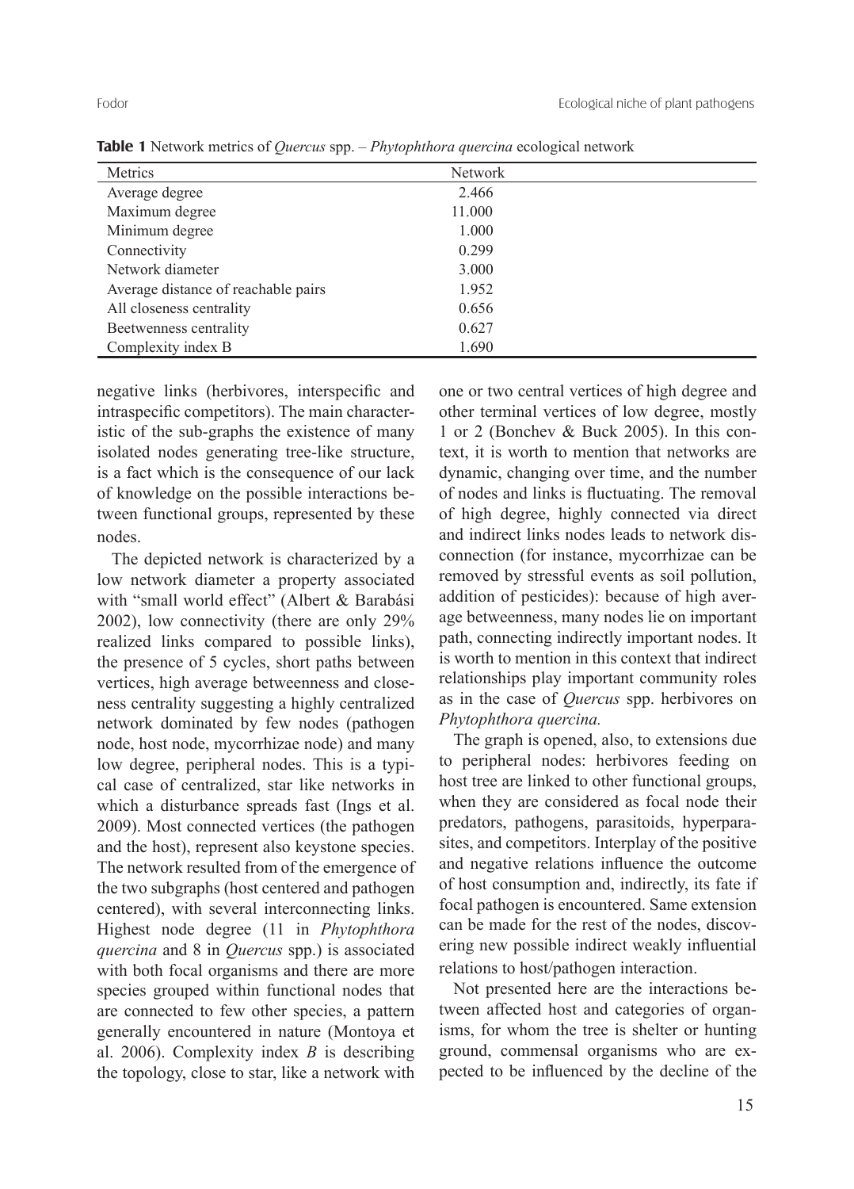**Table 1** Network metrics of *Quercus* spp. – *Phytophthora quercina* ecological network

| Metrics | Network |
|---|---|
| Average degree | 2.466 |
| Maximum degree | 11.000 |
| Minimum degree | 1.000 |
| Connectivity | 0.299 |
| Network diameter | 3.000 |
| Average distance of reachable pairs | 1.952 |
| All closeness centrality | 0.656 |
| Beetwenness centrality | 0.627 |
| Complexity index B | 1.690 |

negative links (herbivores, interspecific and intraspecific competitors). The main characteristic of the sub-graphs the existence of many isolated nodes generating tree-like structure, is a fact which is the consequence of our lack of knowledge on the possible interactions between functional groups, represented by these nodes.

The depicted network is characterized by a low network diameter a property associated with "small world effect" (Albert & Barabási 2002), low connectivity (there are only 29% realized links compared to possible links), the presence of 5 cycles, short paths between vertices, high average betweenness and closeness centrality suggesting a highly centralized network dominated by few nodes (pathogen node, host node, mycorrhizae node) and many low degree, peripheral nodes. This is a typical case of centralized, star like networks in which a disturbance spreads fast (Ings et al. 2009). Most connected vertices (the pathogen and the host), represent also keystone species. The network resulted from of the emergence of the two subgraphs (host centered and pathogen centered), with several interconnecting links. Highest node degree (11 in *Phytophthora quercina* and 8 in *Quercus* spp.) is associated with both focal organisms and there are more species grouped within functional nodes that are connected to few other species, a pattern generally encountered in nature (Montoya et al. 2006). Complexity index *B* is describing the topology, close to star, like a network with one or two central vertices of high degree and other terminal vertices of low degree, mostly 1 or 2 (Bonchev & Buck 2005). In this context, it is worth to mention that networks are dynamic, changing over time, and the number of nodes and links is fluctuating. The removal of high degree, highly connected via direct and indirect links nodes leads to network disconnection (for instance, mycorrhizae can be removed by stressful events as soil pollution, addition of pesticides): because of high average betweenness, many nodes lie on important path, connecting indirectly important nodes. It is worth to mention in this context that indirect relationships play important community roles as in the case of *Quercus* spp. herbivores on *Phytophthora quercina.*

The graph is opened, also, to extensions due to peripheral nodes: herbivores feeding on host tree are linked to other functional groups, when they are considered as focal node their predators, pathogens, parasitoids, hyperparasites, and competitors. Interplay of the positive and negative relations influence the outcome of host consumption and, indirectly, its fate if focal pathogen is encountered. Same extension can be made for the rest of the nodes, discovering new possible indirect weakly influential relations to host/pathogen interaction.

Not presented here are the interactions between affected host and categories of organisms, for whom the tree is shelter or hunting ground, commensal organisms who are expected to be influenced by the decline of the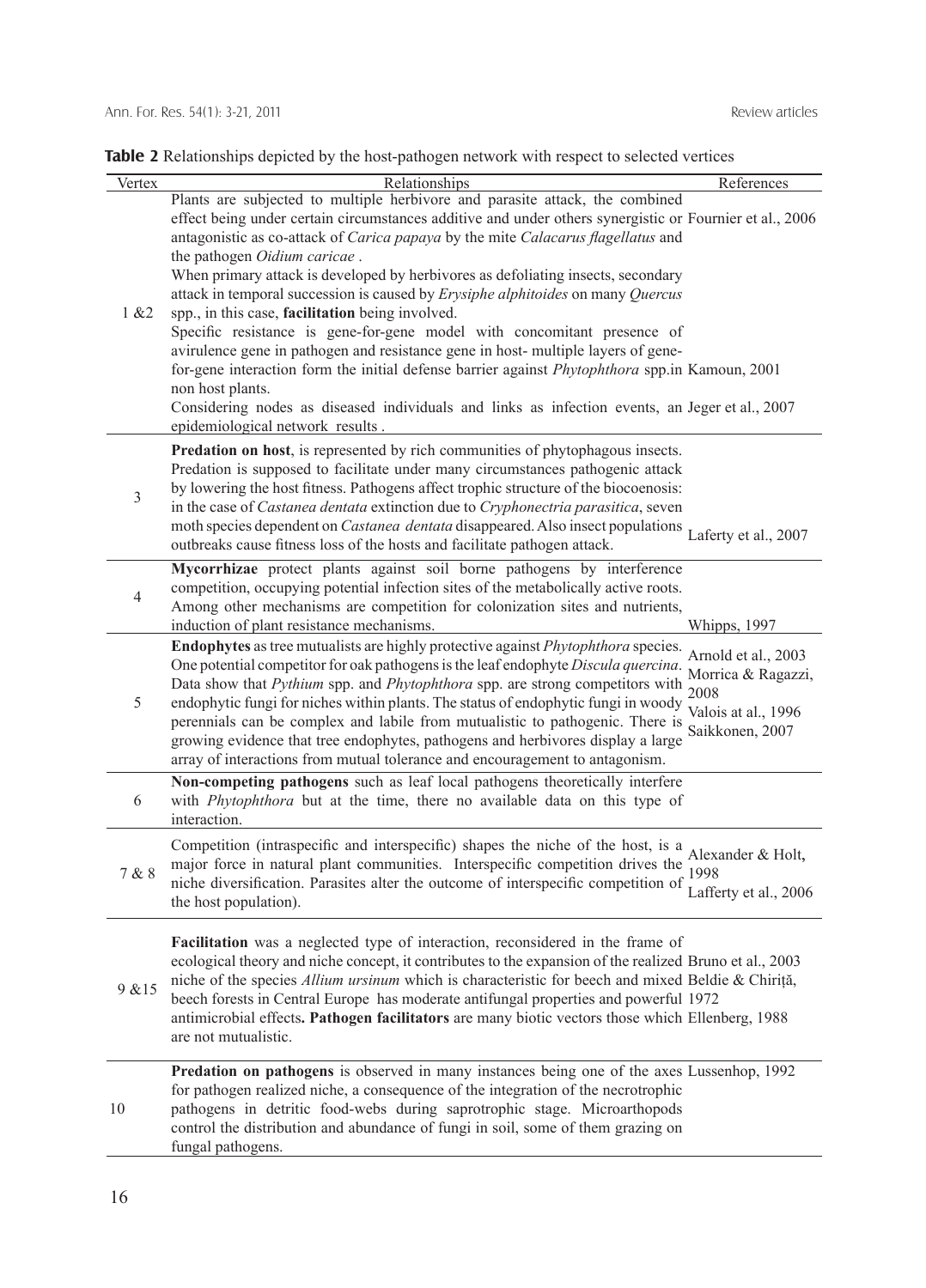**Table 2** Relationships depicted by the host-pathogen network with respect to selected vertices

| Vertex | Relationships | References |
|---|---|---|
| 1 &2 | Plants are subjected to multiple herbivore and parasite attack, the combined effect being under certain circumstances additive and under others synergistic or antagonistic as co-attack of *Carica papaya* by the mite *Calacarus flagellatus* and the pathogen *Oidium caricae* . When primary attack is developed by herbivores as defoliating insects, secondary attack in temporal succession is caused by *Erysiphe alphitoides* on many *Quercus* spp., in this case, **facilitation** being involved. Specific resistance is gene-for-gene model with concomitant presence of avirulence gene in pathogen and resistance gene in host- multiple layers of gene-for-gene interaction form the initial defense barrier against *Phytophthora* spp.in non host plants. Considering nodes as diseased individuals and links as infection events, an epidemiological network results . | Fournier et al., 2006 Kamoun, 2001 Jeger et al., 2007 |
| 3 | **Predation on host**, is represented by rich communities of phytophagous insects. Predation is supposed to facilitate under many circumstances pathogenic attack by lowering the host fitness. Pathogens affect trophic structure of the biocoenosis: in the case of *Castanea dentata* extinction due to *Cryphonectria parasitica*, seven moth species dependent on *Castanea dentata* disappeared. Also insect populations outbreaks cause fitness loss of the hosts and facilitate pathogen attack. | Laferty et al., 2007 |
| 4 | **Mycorrhizae** protect plants against soil borne pathogens by interference competition, occupying potential infection sites of the metabolically active roots. Among other mechanisms are competition for colonization sites and nutrients, induction of plant resistance mechanisms. | Whipps, 1997 |
| 5 | **Endophytes** as tree mutualists are highly protective against *Phytophthora* species. One potential competitor for oak pathogens is the leaf endophyte *Discula quercina*. Data show that *Pythium* spp. and *Phytophthora* spp. are strong competitors with endophytic fungi for niches within plants. The status of endophytic fungi in woody perennials can be complex and labile from mutualistic to pathogenic. There is growing evidence that tree endophytes, pathogens and herbivores display a large array of interactions from mutual tolerance and encouragement to antagonism. | Arnold et al., 2003 Morrica & Ragazzi, 2008 Valois at al., 1996 Saikkonen, 2007 |
| 6 | **Non-competing pathogens** such as leaf local pathogens theoretically interfere with *Phytophthora* but at the time, there no available data on this type of interaction. | |
| 7 & 8 | Competition (intraspecific and interspecific) shapes the niche of the host, is a major force in natural plant communities. Interspecific competition drives the niche diversification. Parasites alter the outcome of interspecific competition of the host population). | Alexander & Holt, 1998 Lafferty et al., 2006 |
| 9 &15 | **Facilitation** was a neglected type of interaction, reconsidered in the frame of ecological theory and niche concept, it contributes to the expansion of the realized niche of the species *Allium ursinum* which is characteristic for beech and mixed beech forests in Central Europe has moderate antifungal properties and powerful antimicrobial effects**. Pathogen facilitators** are many biotic vectors those which are not mutualistic. | Bruno et al., 2003 Beldie & Chiriță, 1972 Ellenberg, 1988 |
| 10 | **Predation on pathogens** is observed in many instances being one of the axes for pathogen realized niche, a consequence of the integration of the necrotrophic pathogens in detritic food-webs during saprotrophic stage. Microarthopods control the distribution and abundance of fungi in soil, some of them grazing on fungal pathogens. | Lussenhop, 1992 |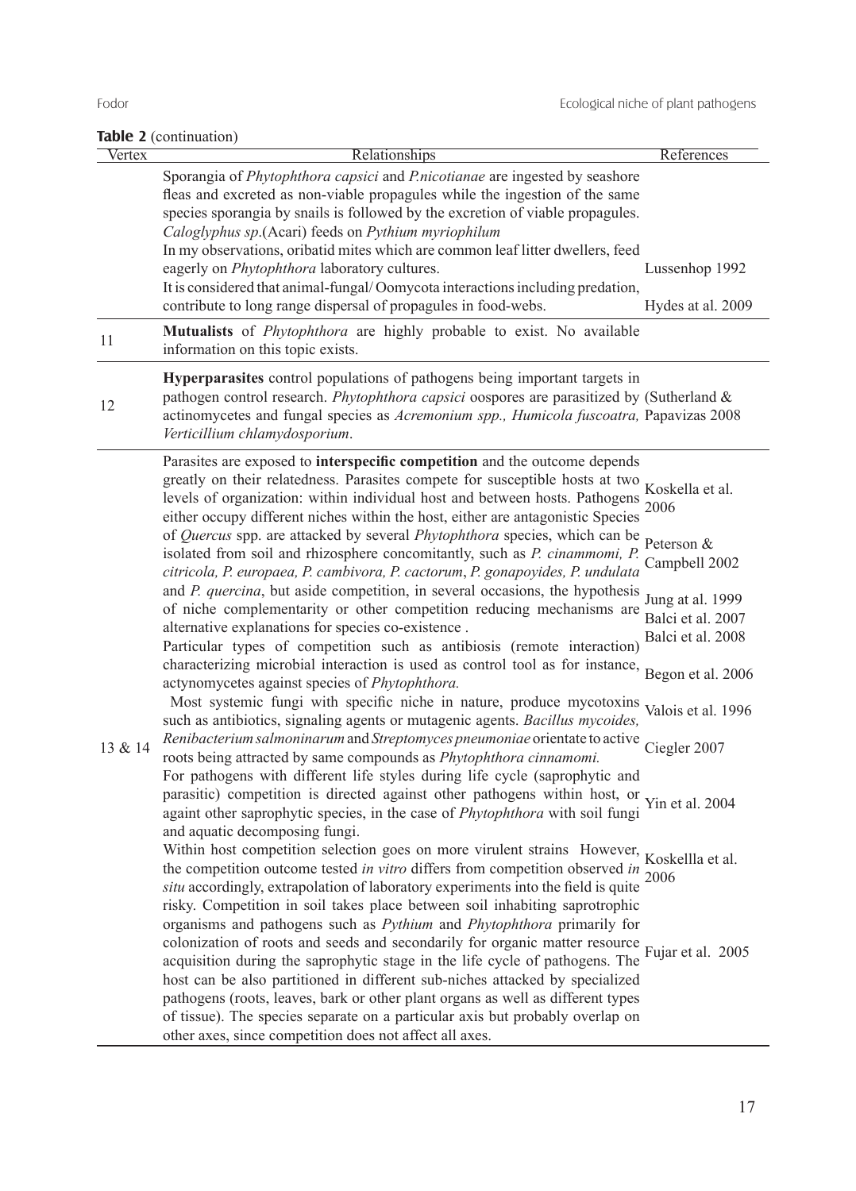**Table 2** (continuation)

| Vertex | Relationships | References |
|---|---|---|
| | Sporangia of *Phytophthora capsici* and *P.nicotianae* are ingested by seashore fleas and excreted as non-viable propagules while the ingestion of the same species sporangia by snails is followed by the excretion of viable propagules. *Caloglyphus sp*.(Acari) feeds on *Pythium myriophilum* In my observations, oribatid mites which are common leaf litter dwellers, feed eagerly on *Phytophthora* laboratory cultures. It is considered that animal-fungal/ Oomycota interactions including predation, contribute to long range dispersal of propagules in food-webs. | Lussenhop 1992 Hydes at al. 2009 |
| 11 | **Mutualists** of *Phytophthora* are highly probable to exist. No available information on this topic exists. | |
| 12 | **Hyperparasites** control populations of pathogens being important targets in pathogen control research. *Phytophthora capsici* oospores are parasitized by actinomycetes and fungal species as *Acremonium spp., Humicola fuscoatra, Verticillium chlamydosporium*. | (Sutherland & Papavizas 2008 |
| 13 & 14 | Parasites are exposed to **interspecific competition** and the outcome depends greatly on their relatedness. Parasites compete for susceptible hosts at two levels of organization: within individual host and between hosts. Pathogens either occupy different niches within the host, either are antagonistic Species of *Quercus* spp. are attacked by several *Phytophthora* species, which can be isolated from soil and rhizosphere concomitantly, such as *P. cinammomi, P. citricola, P. europaea, P. cambivora, P. cactorum*, *P. gonapoyides, P. undulata* and *P. quercina*, but aside competition, in several occasions, the hypothesis of niche complementarity or other competition reducing mechanisms are alternative explanations for species co-existence . Particular types of competition such as antibiosis (remote interaction) characterizing microbial interaction is used as control tool as for instance, actynomycetes against species of *Phytophthora.* Most systemic fungi with specific niche in nature, produce mycotoxins such as antibiotics, signaling agents or mutagenic agents. *Bacillus mycoides, Renibacterium salmoninarum* and *Streptomyces pneumoniae* orientate to active roots being attracted by same compounds as *Phytophthora cinnamomi.* For pathogens with different life styles during life cycle (saprophytic and parasitic) competition is directed against other pathogens within host, or againt other saprophytic species, in the case of *Phytophthora* with soil fungi and aquatic decomposing fungi. Within host competition selection goes on more virulent strains However, the competition outcome tested *in vitro* differs from competition observed *in situ* accordingly, extrapolation of laboratory experiments into the field is quite risky. Competition in soil takes place between soil inhabiting saprotrophic organisms and pathogens such as *Pythium* and *Phytophthora* primarily for colonization of roots and seeds and secondarily for organic matter resource acquisition during the saprophytic stage in the life cycle of pathogens. The host can be also partitioned in different sub-niches attacked by specialized pathogens (roots, leaves, bark or other plant organs as well as different types of tissue). The species separate on a particular axis but probably overlap on other axes, since competition does not affect all axes. | Koskella et al. 2006 Peterson & Campbell 2002 Jung at al. 1999 Balci et al. 2007 Balci et al. 2008 Begon et al. 2006 Valois et al. 1996 Ciegler 2007 Yin et al. 2004 Koskellla et al. 2006 Fujar et al. 2005 |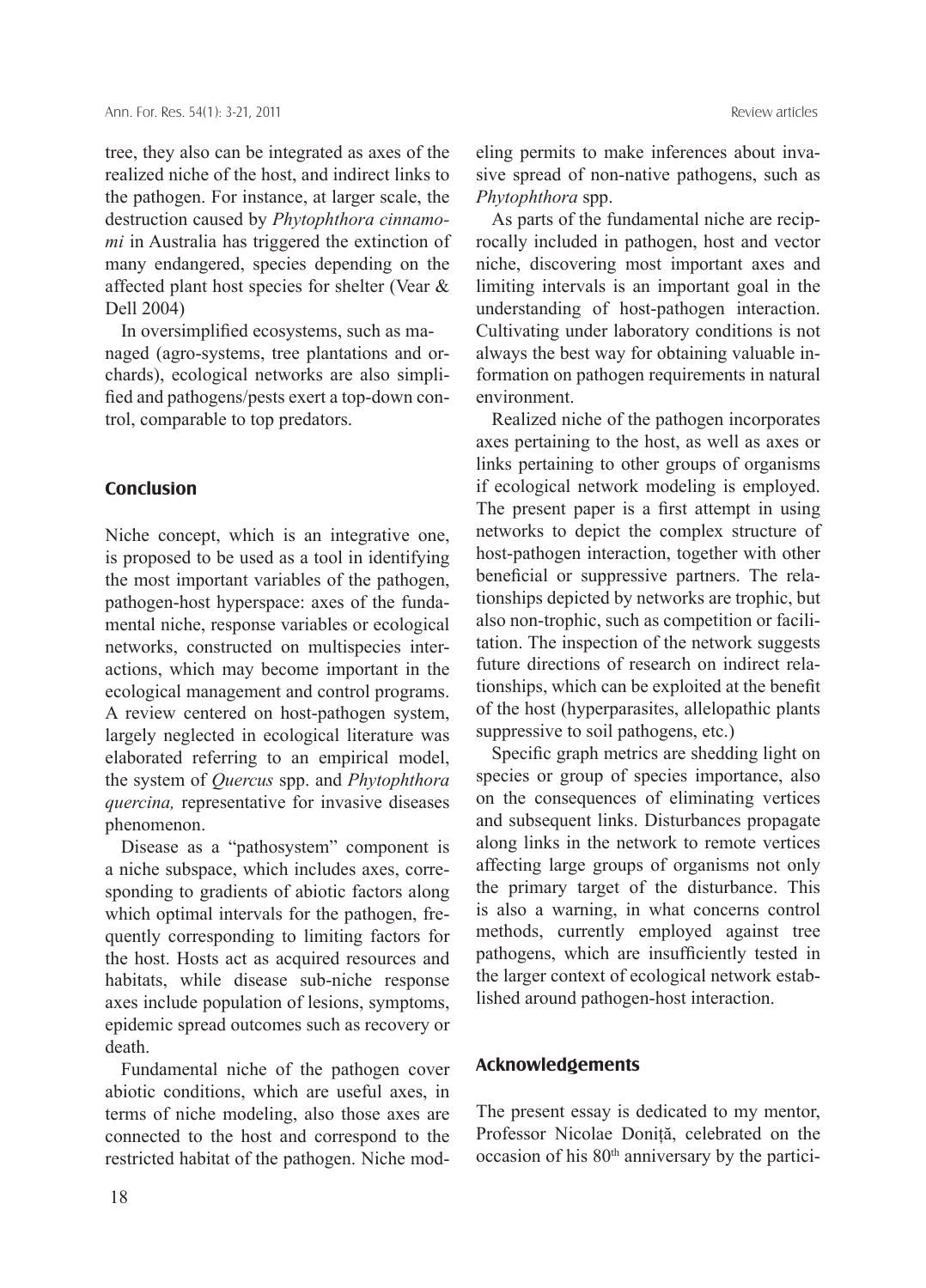tree, they also can be integrated as axes of the realized niche of the host, and indirect links to the pathogen. For instance, at larger scale, the destruction caused by *Phytophthora cinnamomi* in Australia has triggered the extinction of many endangered, species depending on the affected plant host species for shelter (Vear & Dell 2004)

In oversimplified ecosystems, such as managed (agro-systems, tree plantations and orchards), ecological networks are also simplified and pathogens/pests exert a top-down control, comparable to top predators.

## Conclusion

Niche concept, which is an integrative one, is proposed to be used as a tool in identifying the most important variables of the pathogen, pathogen-host hyperspace: axes of the fundamental niche, response variables or ecological networks, constructed on multispecies interactions, which may become important in the ecological management and control programs. A review centered on host-pathogen system, largely neglected in ecological literature was elaborated referring to an empirical model, the system of *Quercus* spp. and *Phytophthora quercina,* representative for invasive diseases phenomenon.

Disease as a "pathosystem" component is a niche subspace, which includes axes, corresponding to gradients of abiotic factors along which optimal intervals for the pathogen, frequently corresponding to limiting factors for the host. Hosts act as acquired resources and habitats, while disease sub-niche response axes include population of lesions, symptoms, epidemic spread outcomes such as recovery or death.

Fundamental niche of the pathogen cover abiotic conditions, which are useful axes, in terms of niche modeling, also those axes are connected to the host and correspond to the restricted habitat of the pathogen. Niche modeling permits to make inferences about invasive spread of non-native pathogens, such as *Phytophthora* spp.

As parts of the fundamental niche are reciprocally included in pathogen, host and vector niche, discovering most important axes and limiting intervals is an important goal in the understanding of host-pathogen interaction. Cultivating under laboratory conditions is not always the best way for obtaining valuable information on pathogen requirements in natural environment.

Realized niche of the pathogen incorporates axes pertaining to the host, as well as axes or links pertaining to other groups of organisms if ecological network modeling is employed. The present paper is a first attempt in using networks to depict the complex structure of host-pathogen interaction, together with other beneficial or suppressive partners. The relationships depicted by networks are trophic, but also non-trophic, such as competition or facilitation. The inspection of the network suggests future directions of research on indirect relationships, which can be exploited at the benefit of the host (hyperparasites, allelopathic plants suppressive to soil pathogens, etc.)

Specific graph metrics are shedding light on species or group of species importance, also on the consequences of eliminating vertices and subsequent links. Disturbances propagate along links in the network to remote vertices affecting large groups of organisms not only the primary target of the disturbance. This is also a warning, in what concerns control methods, currently employed against tree pathogens, which are insufficiently tested in the larger context of ecological network established around pathogen-host interaction.

## Acknowledgements

The present essay is dedicated to my mentor, Professor Nicolae Doniţă, celebrated on the occasion of his 80th anniversary by the partici-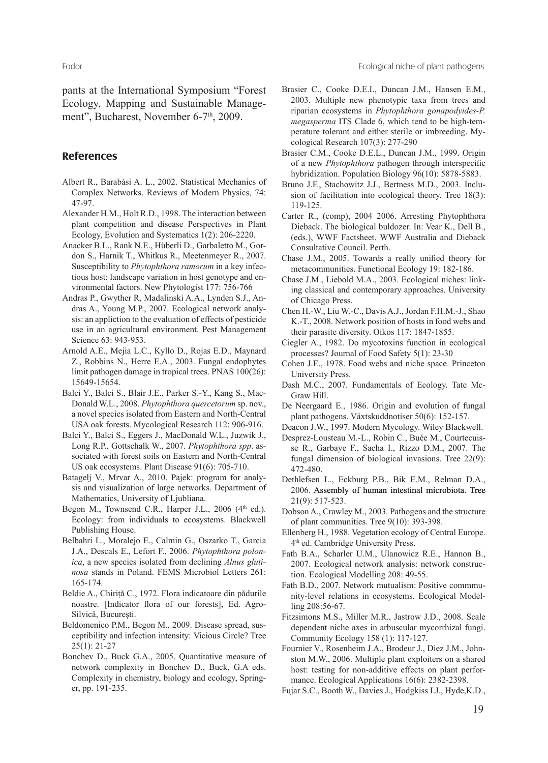pants at the International Symposium "Forest Ecology, Mapping and Sustainable Management", Bucharest, November 6-7th, 2009.

## References

Albert R., Barabási A. L., 2002. Statistical Mechanics of Complex Networks. Reviews of Modern Physics, 74: 47-97.

Alexander H.M., Holt R.D., 1998. The interaction between plant competition and disease Perspectives in Plant Ecology, Evolution and Systematics 1(2): 206-2220.

Anacker B.L., Rank N.E., Hüberli D., Garbaletto M., Gordon S., Harnik T., Whitkus R., Meetenmeyer R., 2007. Susceptibility to *Phytophthora ramorum* in a key infectious host: landscape variation in host genotype and environmental factors. New Phytologist 177: 756-766

Andras P., Gwyther R, Madalinski A.A., Lynden S.J., Andras A., Young M.P., 2007. Ecological network analysis: an appliction to the evaluation of effects of pesticide use in an agricultural environment. Pest Management Science 63: 943-953.

Arnold A.E., Mejia L.C., Kyllo D., Rojas E.D., Maynard Z., Robbins N., Herre E.A., 2003. Fungal endophytes limit pathogen damage in tropical trees. PNAS 100(26): 15649-15654.

Balci Y., Balci S., Blair J.E., Parker S.-Y., Kang S., MacDonald W.L., 2008. *Phytophthora quercetorum* sp. nov., a novel species isolated from Eastern and North-Central USA oak forests. Mycological Research 112: 906-916.

Balci Y., Balci S., Eggers J., MacDonald W.L., Juzwik J., Long R.P., Gottschalk W., 2007. *Phytophthora spp*. associated with forest soils on Eastern and North-Central US oak ecosystems. Plant Disease 91(6): 705-710.

Batagelj V., Mrvar A., 2010. Pajek: program for analysis and visualization of large networks. Department of Mathematics, University of Ljubliana.

Begon M., Townsend C.R., Harper J.L., 2006 (4th ed.). Ecology: from individuals to ecosystems. Blackwell Publishing House.

Belbahri L., Moralejo E., Calmin G., Oszarko T., Garcia J.A., Descals E., Lefort F., 2006. *Phytophthora polonica*, a new species isolated from declining *Alnus glutinosa* stands in Poland. FEMS Microbiol Letters 261: 165-174.

Beldie A., Chiriță C., 1972. Flora indicatoare din pădurile noastre. [Indicator flora of our forests], Ed. Agro-Silvică, București.

Beldomenico P.M., Begon M., 2009. Disease spread, susceptibility and infection intensity: Vicious Circle? Tree 25(1): 21-27

Bonchev D., Buck G.A., 2005. Quantitative measure of network complexity in Bonchev D., Buck, G.A eds. Complexity in chemistry, biology and ecology, Springer, pp. 191-235.

Brasier C., Cooke D.E.I., Duncan J.M., Hansen E.M., 2003. Multiple new phenotypic taxa from trees and riparian ecosystems in *Phytophthora gonapodyides-P. megasperma* ITS Clade 6, which tend to be high-temperature tolerant and either sterile or imbreeding. Mycological Research 107(3): 277-290

Brasier C.M., Cooke D.E.L., Duncan J.M., 1999. Origin of a new *Phytophthora* pathogen through interspecific hybridization. Population Biology 96(10): 5878-5883.

Bruno J.F., Stachowitz J.J., Bertness M.D., 2003. Inclusion of facilitation into ecological theory. Tree 18(3): 119-125.

Carter R., (comp), 2004 2006. Arresting Phytophthora Dieback. The biological buldozer. In: Vear K., Dell B., (eds.), WWF Factsheet. WWF Australia and Dieback Consultative Council. Perth.

Chase J.M., 2005. Towards a really unified theory for metacommunities. Functional Ecology 19: 182-186.

Chase J.M., Liebold M.A., 2003. Ecological niches: linking classical and contemporary approaches. University of Chicago Press.

Chen H.-W., Liu W.-C., Davis A.J., Jordan F.H.M.-J., Shao K.-T., 2008. Network position of hosts in food webs and their parasite diversity. Oikos 117: 1847-1855.

Ciegler A., 1982. Do mycotoxins function in ecological processes? Journal of Food Safety 5(1): 23-30

Cohen J.E., 1978. Food webs and niche space. Princeton University Press.

Dash M.C., 2007. Fundamentals of Ecology. Tate McGraw Hill.

De Neergaard E., 1986. Origin and evolution of fungal plant pathogens. Växtskuddnotiser 50(6): 152-157.

Deacon J.W., 1997. Modern Mycology. Wiley Blackwell.

Desprez-Lousteau M.-L., Robin C., Buée M., Courtecuisse R., Garbaye F., Sacha I., Rizzo D.M., 2007. The fungal dimension of biological invasions. Tree 22(9): 472-480.

Dethlefsen L., Eckburg P.B., Bik E.M., Relman D.A., 2006. Assembly of human intestinal microbiota. Tree 21(9): 517-523.

Dobson A., Crawley M., 2003. Pathogens and the structure of plant communities. Tree 9(10): 393-398.

Ellenberg H., 1988. Vegetation ecology of Central Europe. 4th ed. Cambridge University Press.

Fath B.A., Scharler U.M., Ulanowicz R.E., Hannon B., 2007. Ecological network analysis: network construction. Ecological Modelling 208: 49-55.

Fath B.D., 2007. Network mutualism: Positive commmunity-level relations in ecosystems. Ecological Modelling 208:56-67.

Fitzsimons M.S., Miller M.R., Jastrow J.D., 2008. Scale dependent niche axes in arbuscular mycorrhizal fungi. Community Ecology 158 (1): 117-127.

Fournier V., Rosenheim J.A., Brodeur J., Diez J.M., Johnston M.W., 2006. Multiple plant exploiters on a shared host: testing for non-additive effects on plant performance. Ecological Applications 16(6): 2382-2398.

Fujar S.C., Booth W., Davies J., Hodgkiss I.J., Hyde,K.D.,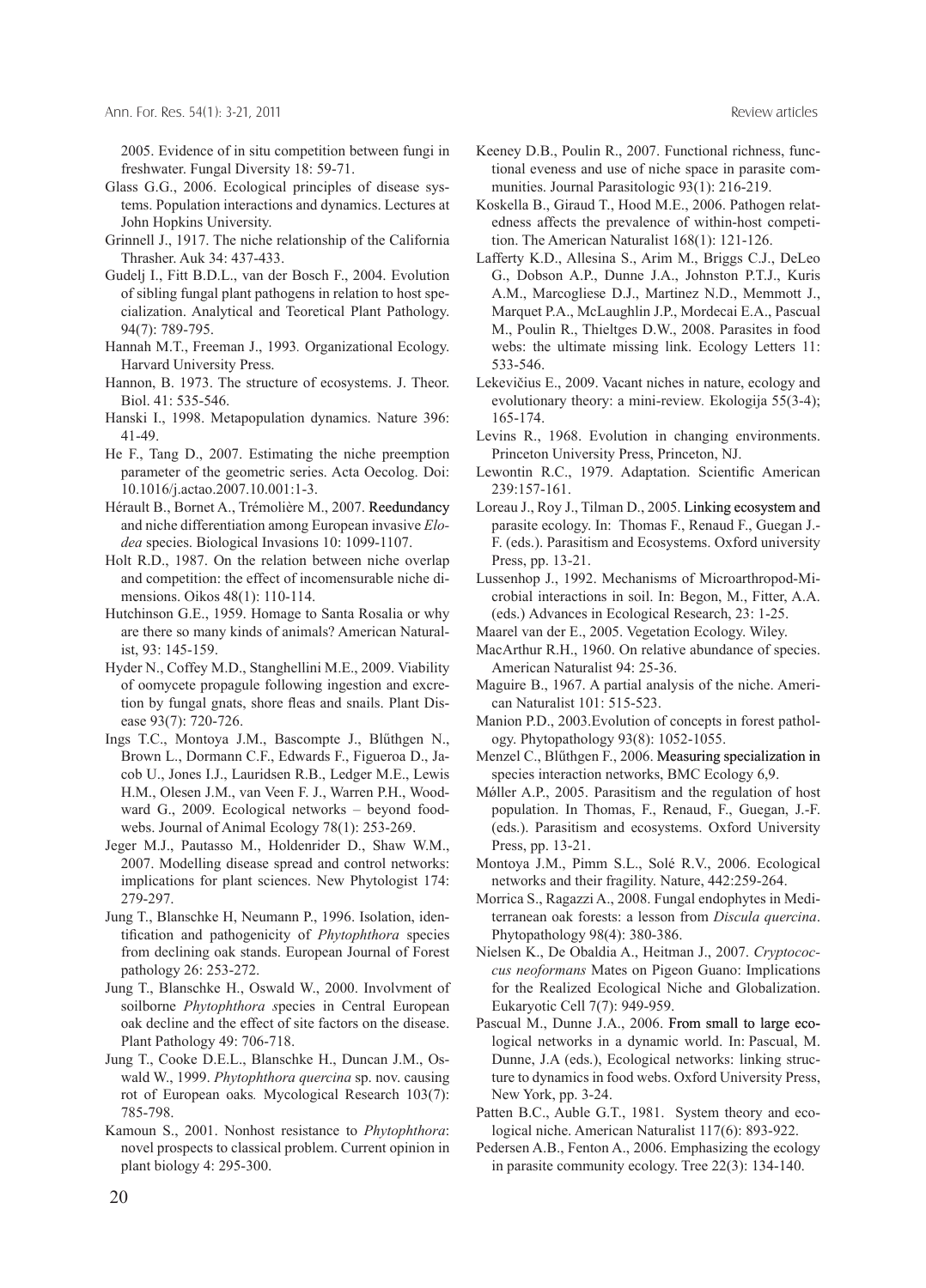2005. Evidence of in situ competition between fungi in freshwater. Fungal Diversity 18: 59-71.

Glass G.G., 2006. Ecological principles of disease systems. Population interactions and dynamics. Lectures at John Hopkins University.

Grinnell J., 1917. The niche relationship of the California Thrasher. Auk 34: 437-433.

Gudelj I., Fitt B.D.L., van der Bosch F., 2004. Evolution of sibling fungal plant pathogens in relation to host specialization. Analytical and Teoretical Plant Pathology. 94(7): 789-795.

Hannah M.T., Freeman J., 1993. Organizational Ecology. Harvard University Press.

Hannon, B. 1973. The structure of ecosystems. J. Theor. Biol. 41: 535-546.

Hanski I., 1998. Metapopulation dynamics. Nature 396: 41-49.

He F., Tang D., 2007. Estimating the niche preemption parameter of the geometric series. Acta Oecolog. Doi: 10.1016/j.actao.2007.10.001:1-3.

Hérault B., Bornet A., Trémolière M., 2007. Reedundancy and niche differentiation among European invasive *Elodea* species. Biological Invasions 10: 1099-1107.

Holt R.D., 1987. On the relation between niche overlap and competition: the effect of incomensurable niche dimensions. Oikos 48(1): 110-114.

Hutchinson G.E., 1959. Homage to Santa Rosalia or why are there so many kinds of animals? American Naturalist, 93: 145-159.

Hyder N., Coffey M.D., Stanghellini M.E., 2009. Viability of oomycete propagule following ingestion and excretion by fungal gnats, shore fleas and snails. Plant Disease 93(7): 720-726.

Ings T.C., Montoya J.M., Bascompte J., Blűthgen N., Brown L., Dormann C.F., Edwards F., Figueroa D., Jacob U., Jones I.J., Lauridsen R.B., Ledger M.E., Lewis H.M., Olesen J.M., van Veen F. J., Warren P.H., Woodward G., 2009. Ecological networks – beyond foodwebs. Journal of Animal Ecology 78(1): 253-269.

Jeger M.J., Pautasso M., Holdenrider D., Shaw W.M., 2007. Modelling disease spread and control networks: implications for plant sciences. New Phytologist 174: 279-297.

Jung T., Blanschke H, Neumann P., 1996. Isolation, identification and pathogenicity of *Phytophthora* species from declining oak stands. European Journal of Forest pathology 26: 253-272.

Jung T., Blanschke H., Oswald W., 2000. Involvment of soilborne *Phytophthora s*pecies in Central European oak decline and the effect of site factors on the disease. Plant Pathology 49: 706-718.

Jung T., Cooke D.E.L., Blanschke H., Duncan J.M., Oswald W., 1999. *Phytophthora quercina* sp. nov. causing rot of European oaks*.* Mycological Research 103(7): 785-798.

Kamoun S., 2001. Nonhost resistance to *Phytophthora*: novel prospects to classical problem. Current opinion in plant biology 4: 295-300.

Keeney D.B., Poulin R., 2007. Functional richness, functional eveness and use of niche space in parasite communities. Journal Parasitologic 93(1): 216-219.

Koskella B., Giraud T., Hood M.E., 2006. Pathogen relatedness affects the prevalence of within-host competition. The American Naturalist 168(1): 121-126.

Lafferty K.D., Allesina S., Arim M., Briggs C.J., DeLeo G., Dobson A.P., Dunne J.A., Johnston P.T.J., Kuris A.M., Marcogliese D.J., Martinez N.D., Memmott J., Marquet P.A., McLaughlin J.P., Mordecai E.A., Pascual M., Poulin R., Thieltges D.W., 2008. Parasites in food webs: the ultimate missing link. Ecology Letters 11: 533-546.

Lekevičius E., 2009. Vacant niches in nature, ecology and evolutionary theory: a mini-review*.* Ekologija 55(3-4); 165-174.

Levins R., 1968. Evolution in changing environments. Princeton University Press, Princeton, NJ.

Lewontin R.C., 1979. Adaptation. Scientific American 239:157-161.

Loreau J., Roy J., Tilman D., 2005. Linking ecosystem and parasite ecology. In: Thomas F., Renaud F., Guegan J.-F. (eds.). Parasitism and Ecosystems. Oxford university Press, pp. 13-21.

Lussenhop J., 1992. Mechanisms of Microarthropod-Microbial interactions in soil. In: Begon, M., Fitter, A.A. (eds.) Advances in Ecological Research, 23: 1-25.

Maarel van der E., 2005. Vegetation Ecology. Wiley.

MacArthur R.H., 1960. On relative abundance of species. American Naturalist 94: 25-36.

Maguire B., 1967. A partial analysis of the niche. American Naturalist 101: 515-523.

Manion P.D., 2003.Evolution of concepts in forest pathology. Phytopathology 93(8): 1052-1055.

Menzel C., Blűthgen F., 2006. Measuring specialization in species interaction networks, BMC Ecology 6,9.

Mǿller A.P., 2005. Parasitism and the regulation of host population. In Thomas, F., Renaud, F., Guegan, J.-F. (eds.). Parasitism and ecosystems. Oxford University Press, pp. 13-21.

Montoya J.M., Pimm S.L., Solé R.V., 2006. Ecological networks and their fragility. Nature, 442:259-264.

Morrica S., Ragazzi A., 2008. Fungal endophytes in Mediterranean oak forests: a lesson from *Discula quercina*. Phytopathology 98(4): 380-386.

Nielsen K., De Obaldia A., Heitman J., 2007. *Cryptococcus neoformans* Mates on Pigeon Guano: Implications for the Realized Ecological Niche and Globalization. Eukaryotic Cell 7(7): 949-959.

Pascual M., Dunne J.A., 2006. From small to large ecological networks in a dynamic world. In: Pascual, M. Dunne, J.A (eds.), Ecological networks: linking structure to dynamics in food webs. Oxford University Press, New York, pp. 3-24.

Patten B.C., Auble G.T., 1981. System theory and ecological niche. American Naturalist 117(6): 893-922.

Pedersen A.B., Fenton A., 2006. Emphasizing the ecology in parasite community ecology. Tree 22(3): 134-140.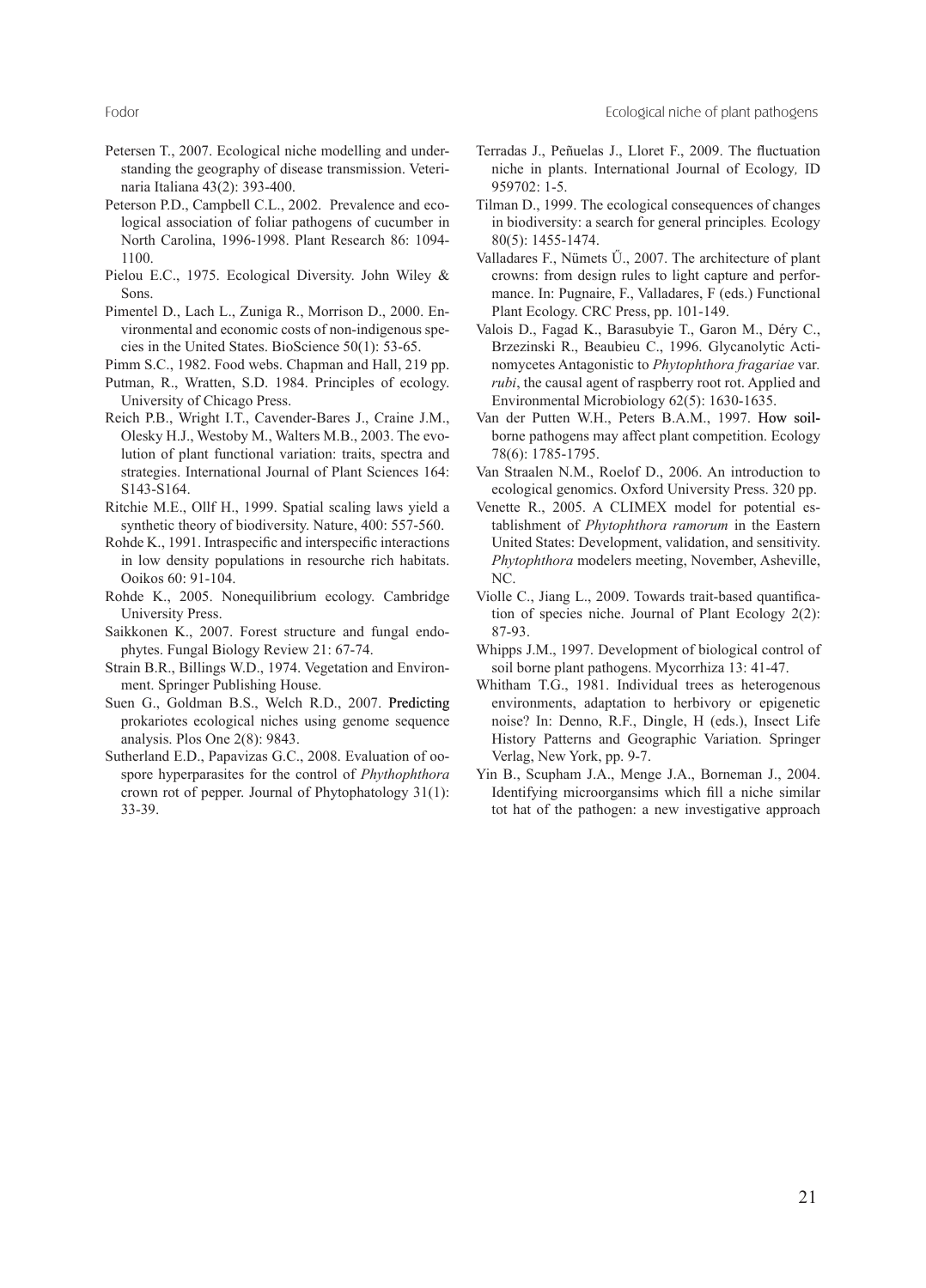Petersen T., 2007. Ecological niche modelling and understanding the geography of disease transmission. Veterinaria Italiana 43(2): 393-400.

Peterson P.D., Campbell C.L., 2002. Prevalence and ecological association of foliar pathogens of cucumber in North Carolina, 1996-1998. Plant Research 86: 1094-1100.

Pielou E.C., 1975. Ecological Diversity. John Wiley & Sons.

Pimentel D., Lach L., Zuniga R., Morrison D., 2000. Environmental and economic costs of non-indigenous species in the United States. BioScience 50(1): 53-65.

Pimm S.C., 1982. Food webs. Chapman and Hall, 219 pp.

Putman, R., Wratten, S.D. 1984. Principles of ecology. University of Chicago Press.

Reich P.B., Wright I.T., Cavender-Bares J., Craine J.M., Olesky H.J., Westoby M., Walters M.B., 2003. The evolution of plant functional variation: traits, spectra and strategies. International Journal of Plant Sciences 164: S143-S164.

Ritchie M.E., Ollf H., 1999. Spatial scaling laws yield a synthetic theory of biodiversity. Nature, 400: 557-560.

Rohde K., 1991. Intraspecific and interspecific interactions in low density populations in resourche rich habitats. Ooikos 60: 91-104.

Rohde K., 2005. Nonequilibrium ecology. Cambridge University Press.

Saikkonen K., 2007. Forest structure and fungal endophytes. Fungal Biology Review 21: 67-74.

Strain B.R., Billings W.D., 1974. Vegetation and Environment. Springer Publishing House.

Suen G., Goldman B.S., Welch R.D., 2007. Predicting prokariotes ecological niches using genome sequence analysis. Plos One 2(8): 9843.

Sutherland E.D., Papavizas G.C., 2008. Evaluation of oospore hyperparasites for the control of *Phythophthora* crown rot of pepper. Journal of Phytophatology 31(1): 33-39.

Terradas J., Peñuelas J., Lloret F., 2009. The fluctuation niche in plants. International Journal of Ecology*,* ID 959702: 1-5.

Tilman D., 1999. The ecological consequences of changes in biodiversity: a search for general principles*.* Ecology 80(5): 1455-1474.

Valladares F., Nümets Ü., 2007. The architecture of plant crowns: from design rules to light capture and performance. In: Pugnaire, F., Valladares, F (eds.) Functional Plant Ecology. CRC Press, pp. 101-149.

Valois D., Fagad K., Barasubyie T., Garon M., Déry C., Brzezinski R., Beaubieu C., 1996. Glycanolytic Actinomycetes Antagonistic to *Phytophthora fragariae* var*. rubi*, the causal agent of raspberry root rot. Applied and Environmental Microbiology 62(5): 1630-1635.

Van der Putten W.H., Peters B.A.M., 1997. How soilborne pathogens may affect plant competition. Ecology 78(6): 1785-1795.

Van Straalen N.M., Roelof D., 2006. An introduction to ecological genomics. Oxford University Press. 320 pp.

Venette R., 2005. A CLIMEX model for potential establishment of *Phytophthora ramorum* in the Eastern United States: Development, validation, and sensitivity. *Phytophthora* modelers meeting, November, Asheville, NC.

Violle C., Jiang L., 2009. Towards trait-based quantification of species niche. Journal of Plant Ecology 2(2): 87-93.

Whipps J.M., 1997. Development of biological control of soil borne plant pathogens. Mycorrhiza 13: 41-47.

Whitham T.G., 1981. Individual trees as heterogenous environments, adaptation to herbivory or epigenetic noise? In: Denno, R.F., Dingle, H (eds.), Insect Life History Patterns and Geographic Variation. Springer Verlag, New York, pp. 9-7.

Yin B., Scupham J.A., Menge J.A., Borneman J., 2004. Identifying microorgansims which fill a niche similar tot hat of the pathogen: a new investigative approach